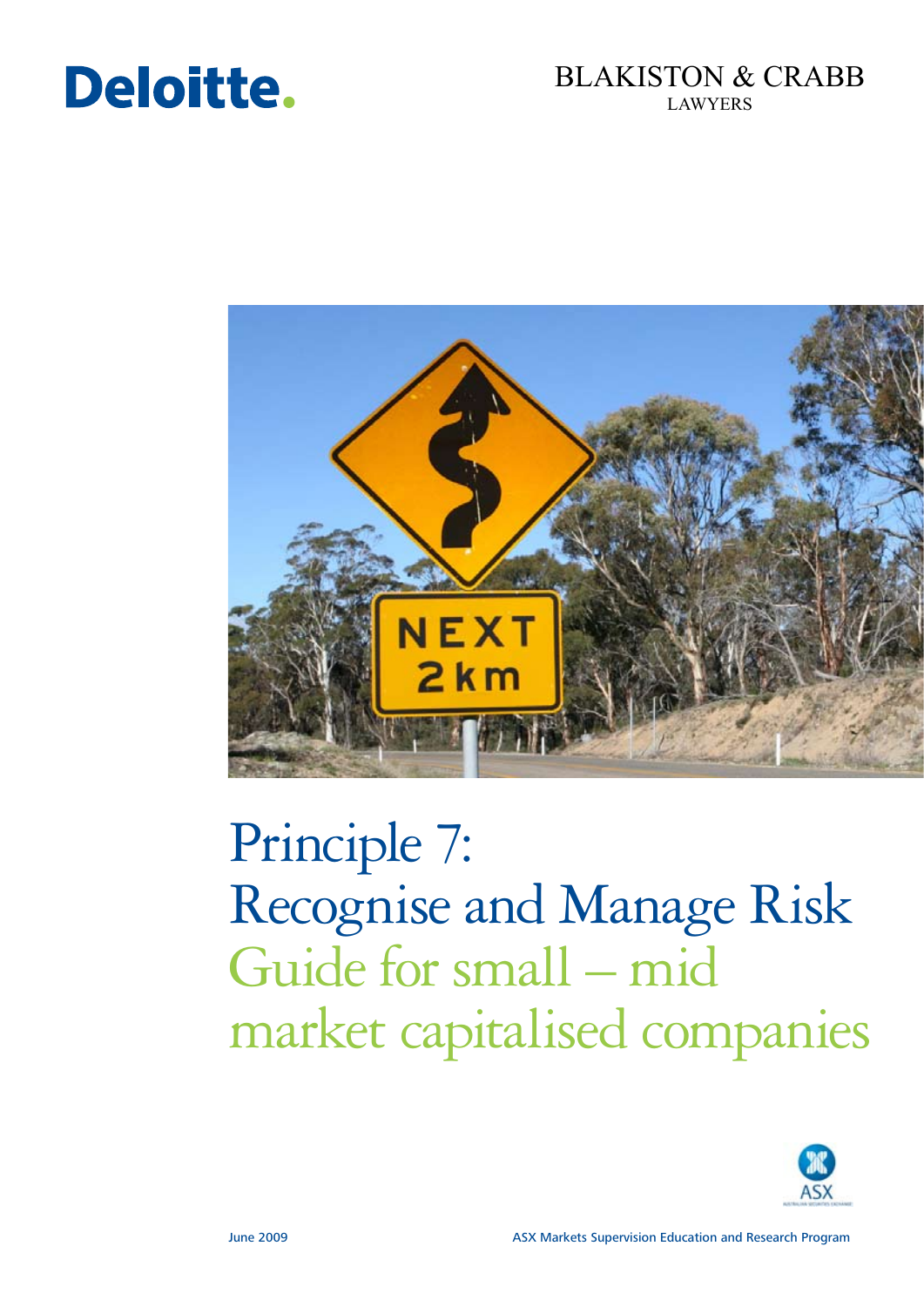Deloitte.

BLAKISTON & CRABB
LAWYERS

# Principle 7: Recognise and Manage Risk

## Guide for small – mid market capitalised companies

ASX

June 2009

ASX Markets Supervision Education and Research Program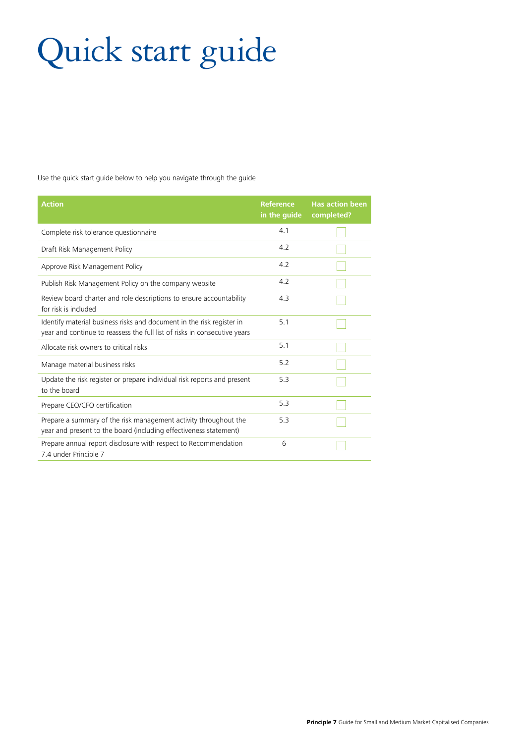# Quick start guide

Use the quick start guide below to help you navigate through the guide

| Action | Reference in the guide | Has action been completed? |
|---|---|---|
| Complete risk tolerance questionnaire | 4.1 | ☐ |
| Draft Risk Management Policy | 4.2 | ☐ |
| Approve Risk Management Policy | 4.2 | ☐ |
| Publish Risk Management Policy on the company website | 4.2 | ☐ |
| Review board charter and role descriptions to ensure accountability for risk is included | 4.3 | ☐ |
| Identify material business risks and document in the risk register in year and continue to reassess the full list of risks in consecutive years | 5.1 | ☐ |
| Allocate risk owners to critical risks | 5.1 | ☐ |
| Manage material business risks | 5.2 | ☐ |
| Update the risk register or prepare individual risk reports and present to the board | 5.3 | ☐ |
| Prepare CEO/CFO certification | 5.3 | ☐ |
| Prepare a summary of the risk management activity throughout the year and present to the board (including effectiveness statement) | 5.3 | ☐ |
| Prepare annual report disclosure with respect to Recommendation 7.4 under Principle 7 | 6 | ☐ |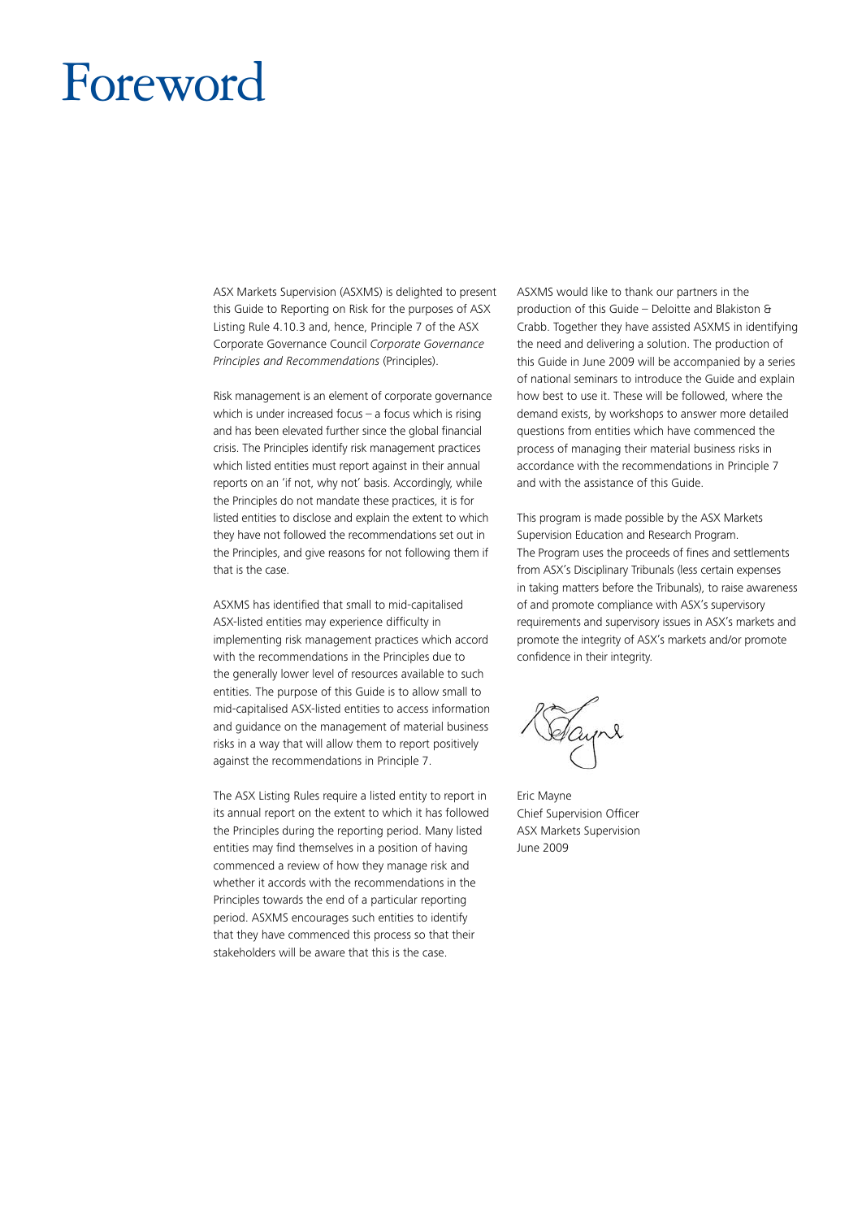# Foreword

ASX Markets Supervision (ASXMS) is delighted to present this Guide to Reporting on Risk for the purposes of ASX Listing Rule 4.10.3 and, hence, Principle 7 of the ASX Corporate Governance Council *Corporate Governance Principles and Recommendations* (Principles).

Risk management is an element of corporate governance which is under increased focus – a focus which is rising and has been elevated further since the global financial crisis. The Principles identify risk management practices which listed entities must report against in their annual reports on an 'if not, why not' basis. Accordingly, while the Principles do not mandate these practices, it is for listed entities to disclose and explain the extent to which they have not followed the recommendations set out in the Principles, and give reasons for not following them if that is the case.

ASXMS has identified that small to mid-capitalised ASX-listed entities may experience difficulty in implementing risk management practices which accord with the recommendations in the Principles due to the generally lower level of resources available to such entities. The purpose of this Guide is to allow small to mid-capitalised ASX-listed entities to access information and guidance on the management of material business risks in a way that will allow them to report positively against the recommendations in Principle 7.

The ASX Listing Rules require a listed entity to report in its annual report on the extent to which it has followed the Principles during the reporting period. Many listed entities may find themselves in a position of having commenced a review of how they manage risk and whether it accords with the recommendations in the Principles towards the end of a particular reporting period. ASXMS encourages such entities to identify that they have commenced this process so that their stakeholders will be aware that this is the case.

ASXMS would like to thank our partners in the production of this Guide – Deloitte and Blakiston & Crabb. Together they have assisted ASXMS in identifying the need and delivering a solution. The production of this Guide in June 2009 will be accompanied by a series of national seminars to introduce the Guide and explain how best to use it. These will be followed, where the demand exists, by workshops to answer more detailed questions from entities which have commenced the process of managing their material business risks in accordance with the recommendations in Principle 7 and with the assistance of this Guide.

This program is made possible by the ASX Markets Supervision Education and Research Program. The Program uses the proceeds of fines and settlements from ASX's Disciplinary Tribunals (less certain expenses in taking matters before the Tribunals), to raise awareness of and promote compliance with ASX's supervisory requirements and supervisory issues in ASX's markets and promote the integrity of ASX's markets and/or promote confidence in their integrity.

Eric Mayne
Chief Supervision Officer
ASX Markets Supervision
June 2009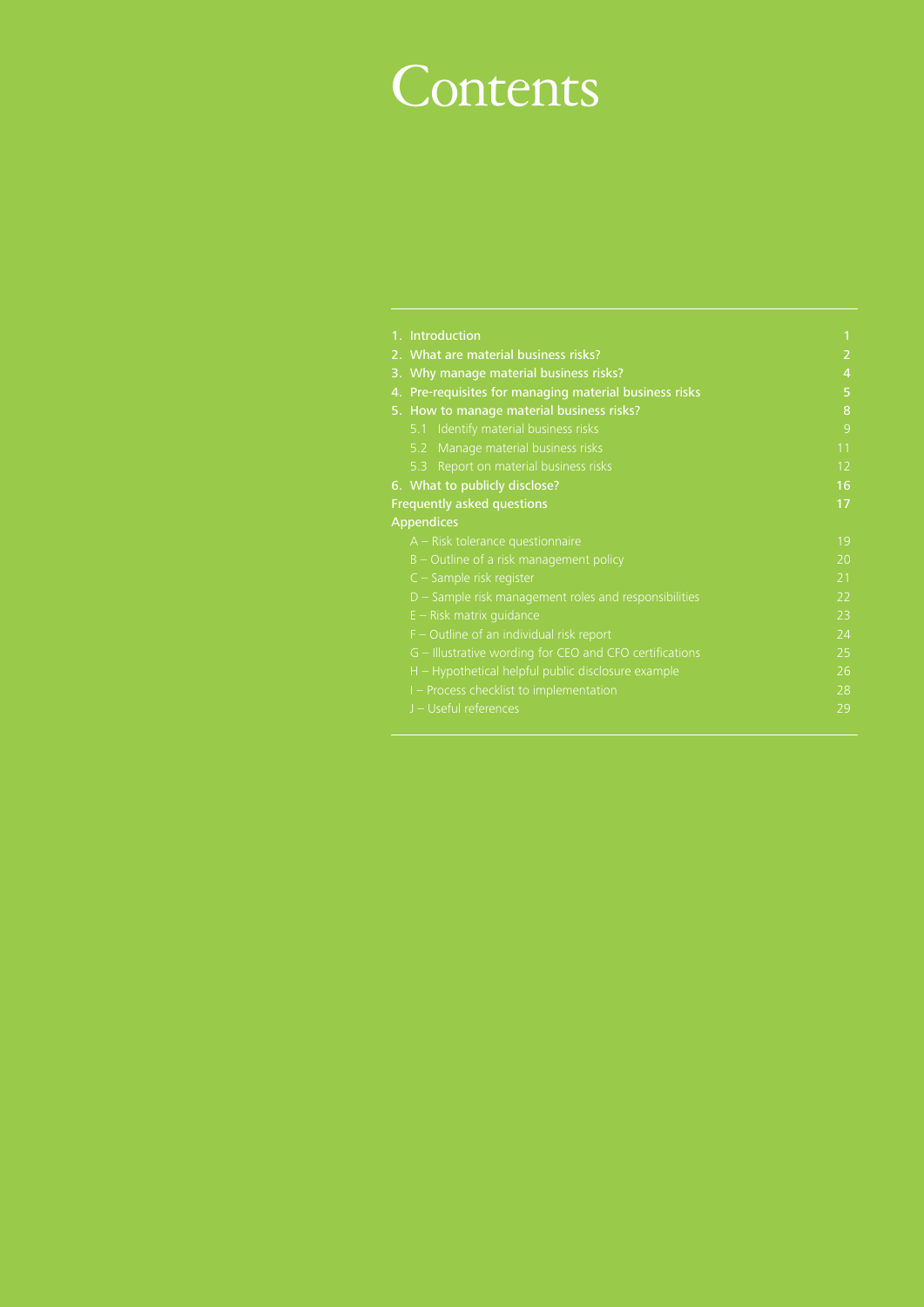# Contents

| | |
|---|---|
| 1. Introduction | 1 |
| 2. What are material business risks? | 2 |
| 3. Why manage material business risks? | 4 |
| 4. Pre-requisites for managing material business risks | 5 |
| 5. How to manage material business risks? | 8 |
| 5.1 Identify material business risks | 9 |
| 5.2 Manage material business risks | 11 |
| 5.3 Report on material business risks | 12 |
| 6. What to publicly disclose? | 16 |
| Frequently asked questions | 17 |
| Appendices | |
| A – Risk tolerance questionnaire | 19 |
| B – Outline of a risk management policy | 20 |
| C – Sample risk register | 21 |
| D – Sample risk management roles and responsibilities | 22 |
| E – Risk matrix guidance | 23 |
| F – Outline of an individual risk report | 24 |
| G – Illustrative wording for CEO and CFO certifications | 25 |
| H – Hypothetical helpful public disclosure example | 26 |
| I – Process checklist to implementation | 28 |
| J – Useful references | 29 |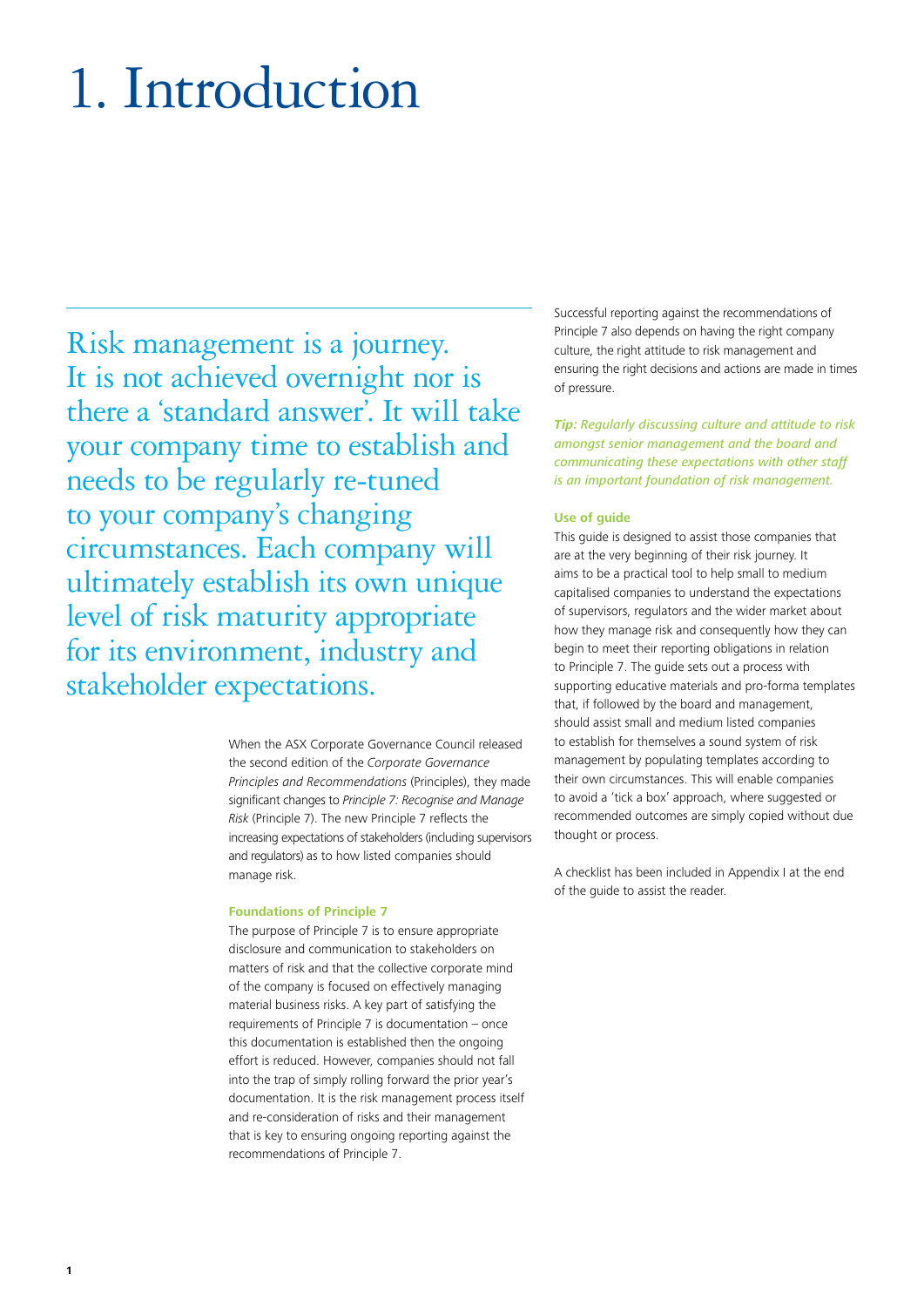# 1. Introduction

Risk management is a journey. It is not achieved overnight nor is there a 'standard answer'. It will take your company time to establish and needs to be regularly re-tuned to your company's changing circumstances. Each company will ultimately establish its own unique level of risk maturity appropriate for its environment, industry and stakeholder expectations.

When the ASX Corporate Governance Council released the second edition of the *Corporate Governance Principles and Recommendations* (Principles), they made significant changes to *Principle 7: Recognise and Manage Risk* (Principle 7). The new Principle 7 reflects the increasing expectations of stakeholders (including supervisors and regulators) as to how listed companies should manage risk.

### Foundations of Principle 7

The purpose of Principle 7 is to ensure appropriate disclosure and communication to stakeholders on matters of risk and that the collective corporate mind of the company is focused on effectively managing material business risks. A key part of satisfying the requirements of Principle 7 is documentation – once this documentation is established then the ongoing effort is reduced. However, companies should not fall into the trap of simply rolling forward the prior year's documentation. It is the risk management process itself and re-consideration of risks and their management that is key to ensuring ongoing reporting against the recommendations of Principle 7.

Successful reporting against the recommendations of Principle 7 also depends on having the right company culture, the right attitude to risk management and ensuring the right decisions and actions are made in times of pressure.

***Tip:** Regularly discussing culture and attitude to risk amongst senior management and the board and communicating these expectations with other staff is an important foundation of risk management.*

### Use of guide

This guide is designed to assist those companies that are at the very beginning of their risk journey. It aims to be a practical tool to help small to medium capitalised companies to understand the expectations of supervisors, regulators and the wider market about how they manage risk and consequently how they can begin to meet their reporting obligations in relation to Principle 7. The guide sets out a process with supporting educative materials and pro-forma templates that, if followed by the board and management, should assist small and medium listed companies to establish for themselves a sound system of risk management by populating templates according to their own circumstances. This will enable companies to avoid a 'tick a box' approach, where suggested or recommended outcomes are simply copied without due thought or process.

A checklist has been included in Appendix I at the end of the guide to assist the reader.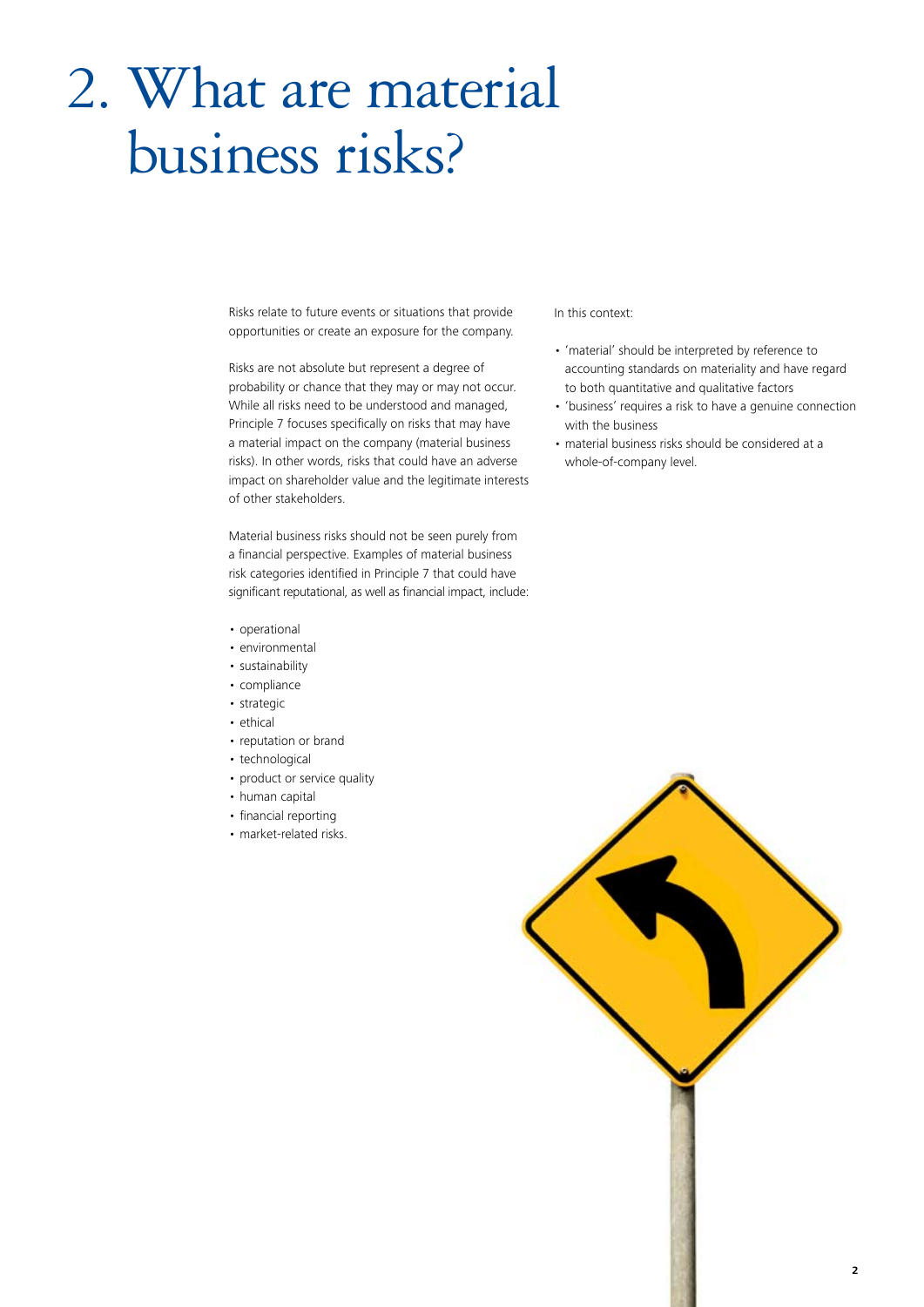# 2. What are material business risks?

Risks relate to future events or situations that provide opportunities or create an exposure for the company.

Risks are not absolute but represent a degree of probability or chance that they may or may not occur. While all risks need to be understood and managed, Principle 7 focuses specifically on risks that may have a material impact on the company (material business risks). In other words, risks that could have an adverse impact on shareholder value and the legitimate interests of other stakeholders.

Material business risks should not be seen purely from a financial perspective. Examples of material business risk categories identified in Principle 7 that could have significant reputational, as well as financial impact, include:

- operational
- environmental
- sustainability
- compliance
- strategic
- ethical
- reputation or brand
- technological
- product or service quality
- human capital
- financial reporting
- market-related risks.

In this context:

- 'material' should be interpreted by reference to accounting standards on materiality and have regard to both quantitative and qualitative factors
- 'business' requires a risk to have a genuine connection with the business
- material business risks should be considered at a whole-of-company level.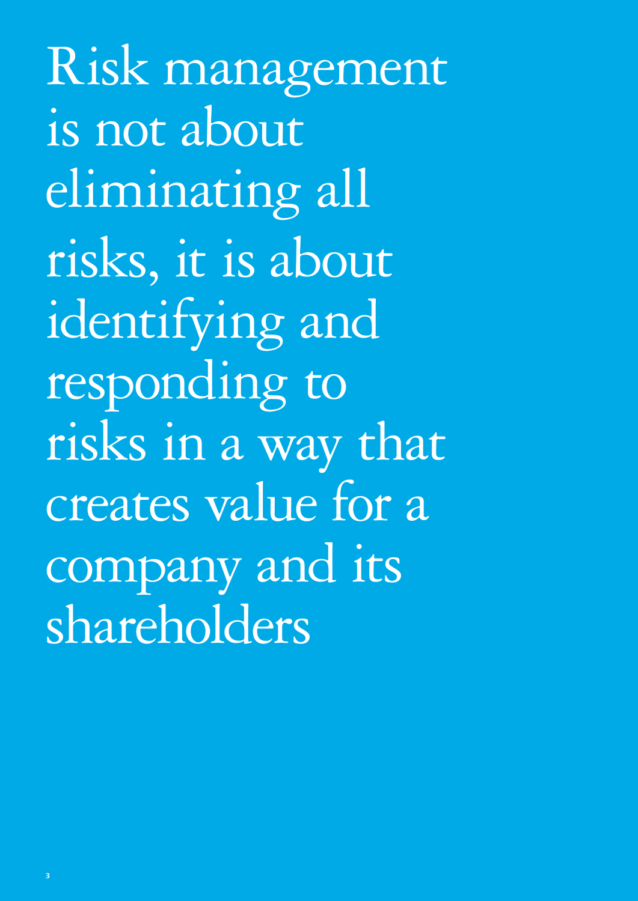# Risk management is not about eliminating all risks, it is about identifying and responding to risks in a way that creates value for a company and its shareholders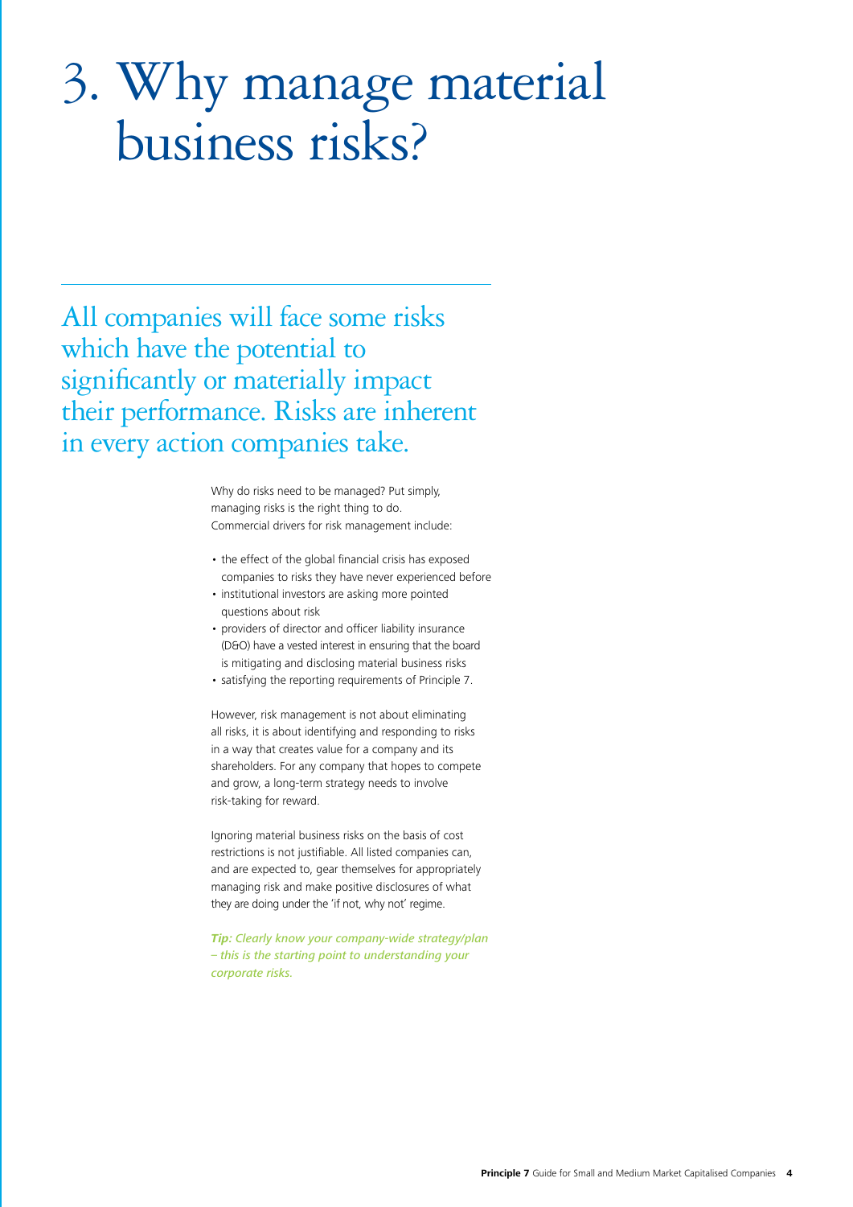# 3. Why manage material business risks?

All companies will face some risks which have the potential to significantly or materially impact their performance. Risks are inherent in every action companies take.

Why do risks need to be managed? Put simply, managing risks is the right thing to do. Commercial drivers for risk management include:

- the effect of the global financial crisis has exposed companies to risks they have never experienced before
- institutional investors are asking more pointed questions about risk
- providers of director and officer liability insurance (D&O) have a vested interest in ensuring that the board is mitigating and disclosing material business risks
- satisfying the reporting requirements of Principle 7.

However, risk management is not about eliminating all risks, it is about identifying and responding to risks in a way that creates value for a company and its shareholders. For any company that hopes to compete and grow, a long-term strategy needs to involve risk-taking for reward.

Ignoring material business risks on the basis of cost restrictions is not justifiable. All listed companies can, and are expected to, gear themselves for appropriately managing risk and make positive disclosures of what they are doing under the 'if not, why not' regime.

***Tip:*** *Clearly know your company-wide strategy/plan – this is the starting point to understanding your corporate risks.*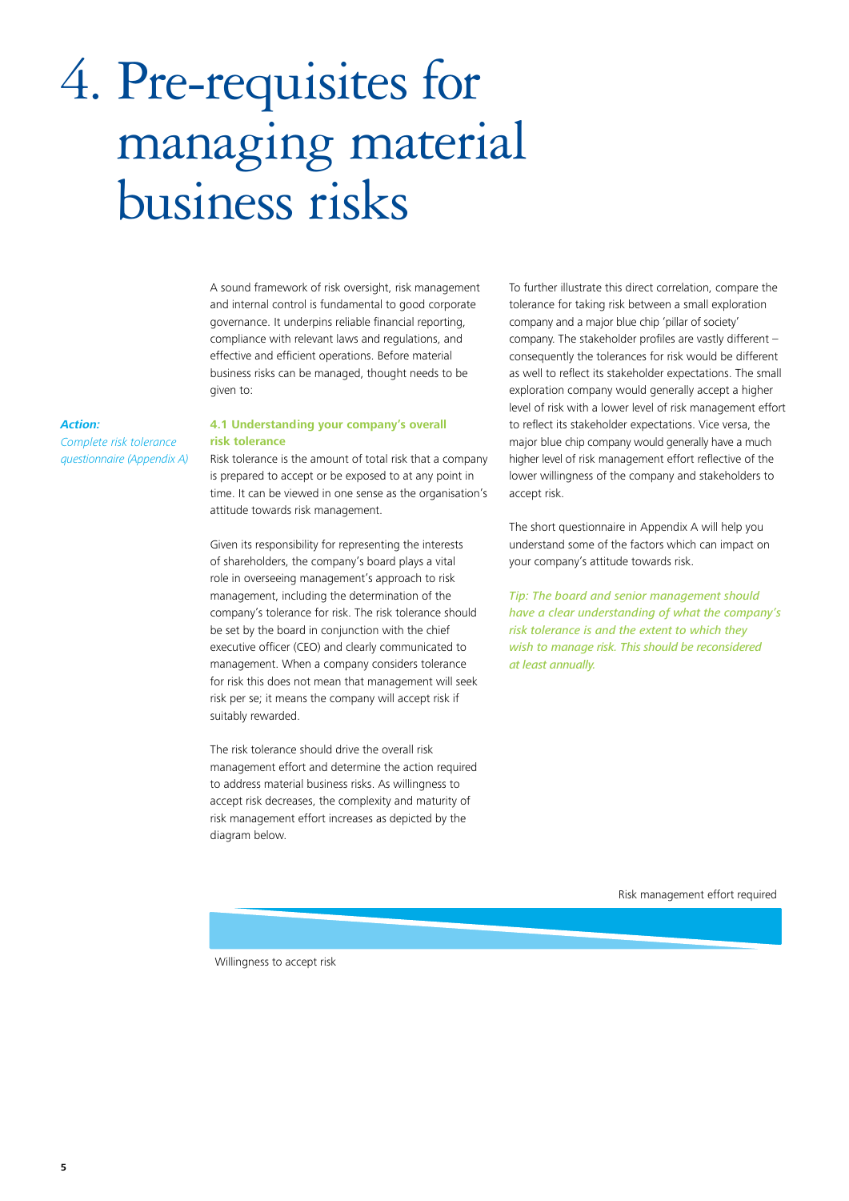# 4. Pre-requisites for managing material business risks

A sound framework of risk oversight, risk management and internal control is fundamental to good corporate governance. It underpins reliable financial reporting, compliance with relevant laws and regulations, and effective and efficient operations. Before material business risks can be managed, thought needs to be given to:

***Action:***
*Complete risk tolerance questionnaire (Appendix A)*

### 4.1 Understanding your company's overall risk tolerance

Risk tolerance is the amount of total risk that a company is prepared to accept or be exposed to at any point in time. It can be viewed in one sense as the organisation's attitude towards risk management.

Given its responsibility for representing the interests of shareholders, the company's board plays a vital role in overseeing management's approach to risk management, including the determination of the company's tolerance for risk. The risk tolerance should be set by the board in conjunction with the chief executive officer (CEO) and clearly communicated to management. When a company considers tolerance for risk this does not mean that management will seek risk per se; it means the company will accept risk if suitably rewarded.

The risk tolerance should drive the overall risk management effort and determine the action required to address material business risks. As willingness to accept risk decreases, the complexity and maturity of risk management effort increases as depicted by the diagram below.

To further illustrate this direct correlation, compare the tolerance for taking risk between a small exploration company and a major blue chip 'pillar of society' company. The stakeholder profiles are vastly different – consequently the tolerances for risk would be different as well to reflect its stakeholder expectations. The small exploration company would generally accept a higher level of risk with a lower level of risk management effort to reflect its stakeholder expectations. Vice versa, the major blue chip company would generally have a much higher level of risk management effort reflective of the lower willingness of the company and stakeholders to accept risk.

The short questionnaire in Appendix A will help you understand some of the factors which can impact on your company's attitude towards risk.

*Tip: The board and senior management should have a clear understanding of what the company's risk tolerance is and the extent to which they wish to manage risk. This should be reconsidered at least annually.*

Risk management effort required

Willingness to accept risk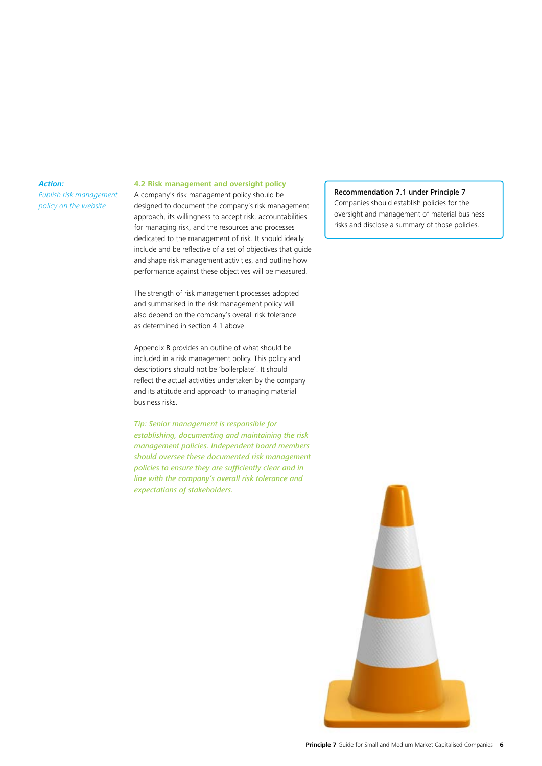***Action:***

*Publish risk management policy on the website*

### 4.2 Risk management and oversight policy

A company's risk management policy should be designed to document the company's risk management approach, its willingness to accept risk, accountabilities for managing risk, and the resources and processes dedicated to the management of risk. It should ideally include and be reflective of a set of objectives that guide and shape risk management activities, and outline how performance against these objectives will be measured.

The strength of risk management processes adopted and summarised in the risk management policy will also depend on the company's overall risk tolerance as determined in section 4.1 above.

Appendix B provides an outline of what should be included in a risk management policy. This policy and descriptions should not be 'boilerplate'. It should reflect the actual activities undertaken by the company and its attitude and approach to managing material business risks.

*Tip: Senior management is responsible for establishing, documenting and maintaining the risk management policies. Independent board members should oversee these documented risk management policies to ensure they are sufficiently clear and in line with the company's overall risk tolerance and expectations of stakeholders.*

> **Recommendation 7.1 under Principle 7**
> Companies should establish policies for the oversight and management of material business risks and disclose a summary of those policies.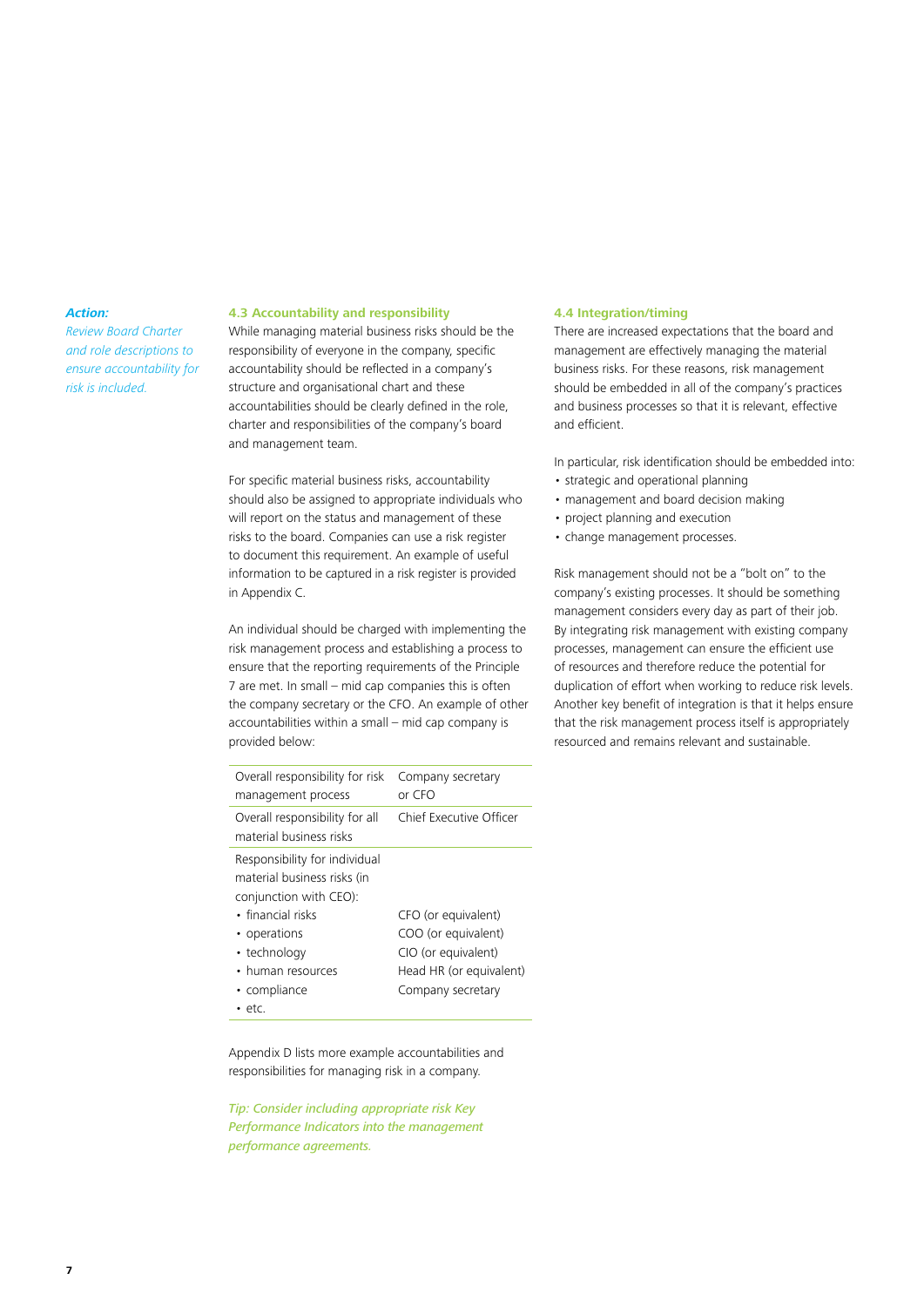***Action:***
*Review Board Charter and role descriptions to ensure accountability for risk is included.*

### 4.3 Accountability and responsibility

While managing material business risks should be the responsibility of everyone in the company, specific accountability should be reflected in a company's structure and organisational chart and these accountabilities should be clearly defined in the role, charter and responsibilities of the company's board and management team.

For specific material business risks, accountability should also be assigned to appropriate individuals who will report on the status and management of these risks to the board. Companies can use a risk register to document this requirement. An example of useful information to be captured in a risk register is provided in Appendix C.

An individual should be charged with implementing the risk management process and establishing a process to ensure that the reporting requirements of the Principle 7 are met. In small – mid cap companies this is often the company secretary or the CFO. An example of other accountabilities within a small – mid cap company is provided below:

| | |
|---|---|
| Overall responsibility for risk management process | Company secretary or CFO |
| Overall responsibility for all material business risks | Chief Executive Officer |
| Responsibility for individual material business risks (in conjunction with CEO): | |
| • financial risks | CFO (or equivalent) |
| • operations | COO (or equivalent) |
| • technology | CIO (or equivalent) |
| • human resources | Head HR (or equivalent) |
| • compliance | Company secretary |
| • etc. | |

Appendix D lists more example accountabilities and responsibilities for managing risk in a company.

*Tip: Consider including appropriate risk Key Performance Indicators into the management performance agreements.*

### 4.4 Integration/timing

There are increased expectations that the board and management are effectively managing the material business risks. For these reasons, risk management should be embedded in all of the company's practices and business processes so that it is relevant, effective and efficient.

In particular, risk identification should be embedded into:

- strategic and operational planning
- management and board decision making
- project planning and execution
- change management processes.

Risk management should not be a "bolt on" to the company's existing processes. It should be something management considers every day as part of their job. By integrating risk management with existing company processes, management can ensure the efficient use of resources and therefore reduce the potential for duplication of effort when working to reduce risk levels. Another key benefit of integration is that it helps ensure that the risk management process itself is appropriately resourced and remains relevant and sustainable.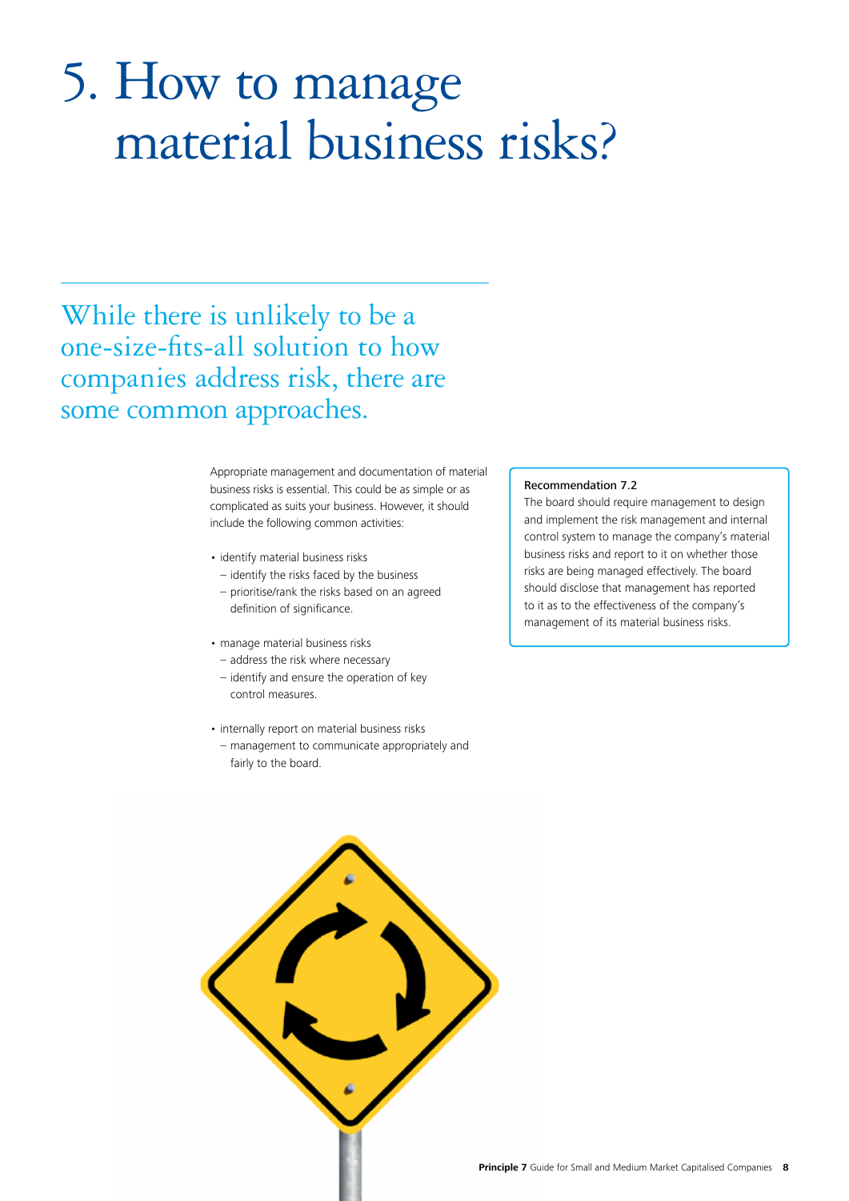# 5. How to manage material business risks?

## While there is unlikely to be a one-size-fits-all solution to how companies address risk, there are some common approaches.

Appropriate management and documentation of material business risks is essential. This could be as simple or as complicated as suits your business. However, it should include the following common activities:

- identify material business risks
  - identify the risks faced by the business
  - prioritise/rank the risks based on an agreed definition of significance.
- manage material business risks
  - address the risk where necessary
  - identify and ensure the operation of key control measures.
- internally report on material business risks
  - management to communicate appropriately and fairly to the board.

**Recommendation 7.2**

The board should require management to design and implement the risk management and internal control system to manage the company's material business risks and report to it on whether those risks are being managed effectively. The board should disclose that management has reported to it as to the effectiveness of the company's management of its material business risks.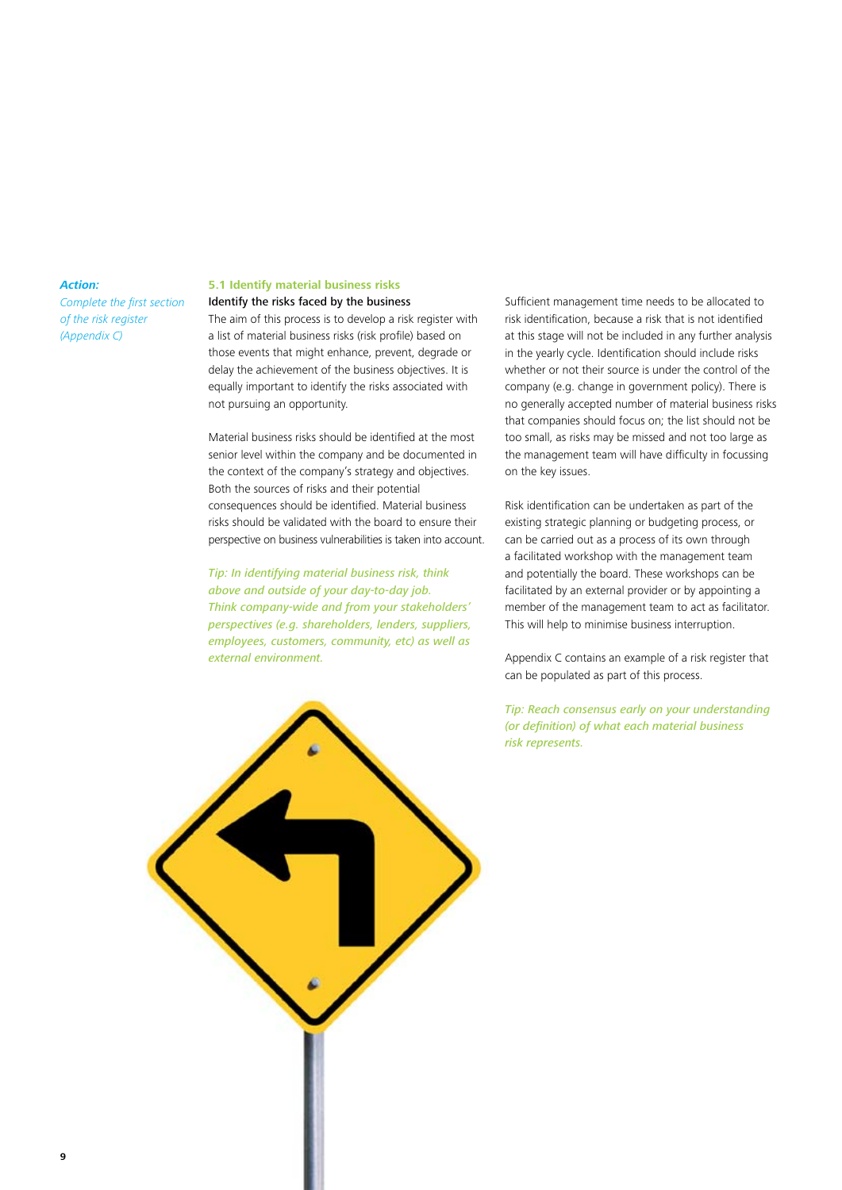*Action:*

*Complete the first section of the risk register (Appendix C)*

### 5.1 Identify material business risks

**Identify the risks faced by the business**

The aim of this process is to develop a risk register with a list of material business risks (risk profile) based on those events that might enhance, prevent, degrade or delay the achievement of the business objectives. It is equally important to identify the risks associated with not pursuing an opportunity.

Material business risks should be identified at the most senior level within the company and be documented in the context of the company's strategy and objectives. Both the sources of risks and their potential consequences should be identified. Material business risks should be validated with the board to ensure their perspective on business vulnerabilities is taken into account.

*Tip: In identifying material business risk, think above and outside of your day-to-day job. Think company-wide and from your stakeholders' perspectives (e.g. shareholders, lenders, suppliers, employees, customers, community, etc) as well as external environment.*

Sufficient management time needs to be allocated to risk identification, because a risk that is not identified at this stage will not be included in any further analysis in the yearly cycle. Identification should include risks whether or not their source is under the control of the company (e.g. change in government policy). There is no generally accepted number of material business risks that companies should focus on; the list should not be too small, as risks may be missed and not too large as the management team will have difficulty in focussing on the key issues.

Risk identification can be undertaken as part of the existing strategic planning or budgeting process, or can be carried out as a process of its own through a facilitated workshop with the management team and potentially the board. These workshops can be facilitated by an external provider or by appointing a member of the management team to act as facilitator. This will help to minimise business interruption.

Appendix C contains an example of a risk register that can be populated as part of this process.

*Tip: Reach consensus early on your understanding (or definition) of what each material business risk represents.*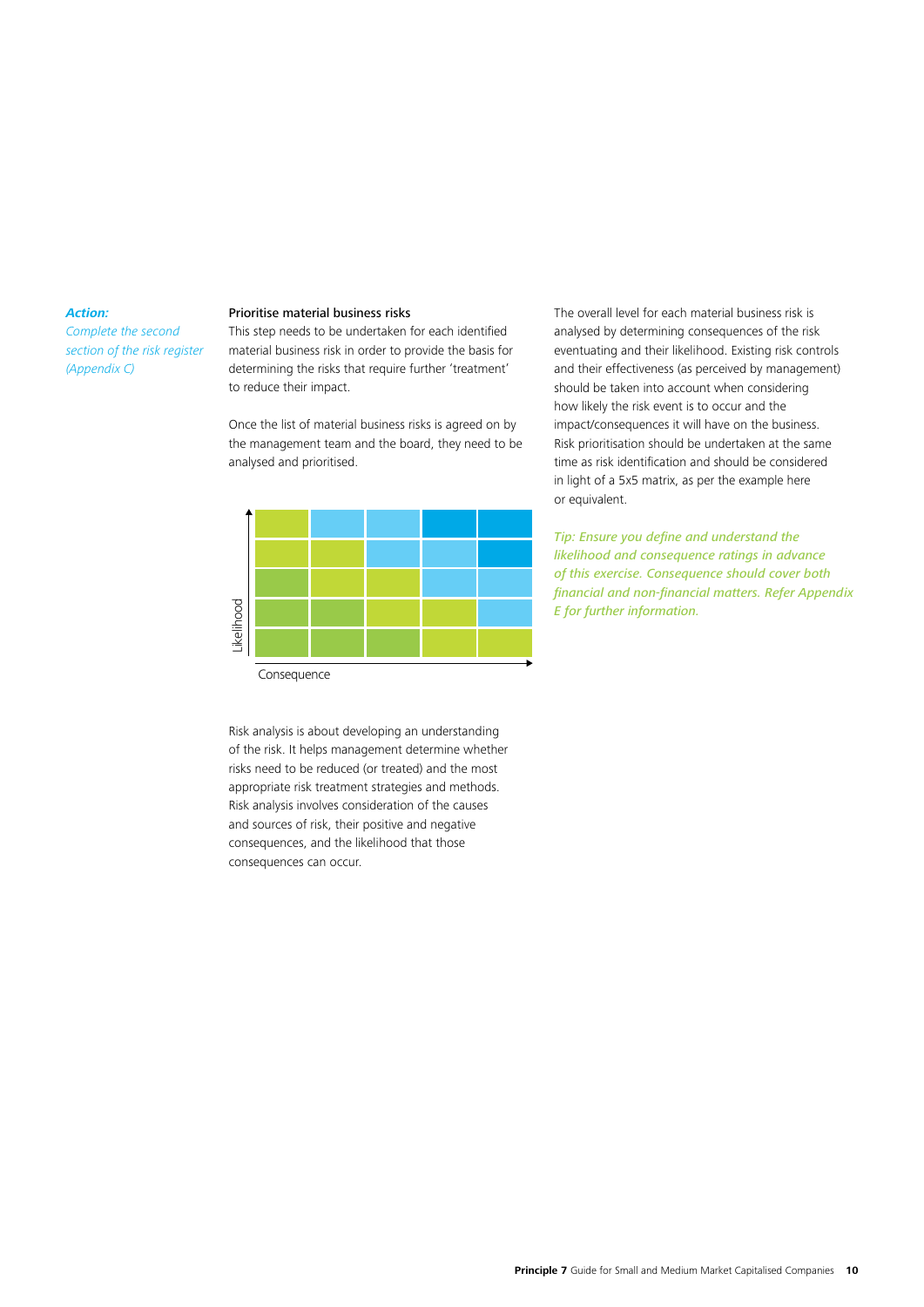***Action:***

*Complete the second section of the risk register (Appendix C)*

**Prioritise material business risks**

This step needs to be undertaken for each identified material business risk in order to provide the basis for determining the risks that require further 'treatment' to reduce their impact.

Once the list of material business risks is agreed on by the management team and the board, they need to be analysed and prioritised.

Likelihood

Consequence

Risk analysis is about developing an understanding of the risk. It helps management determine whether risks need to be reduced (or treated) and the most appropriate risk treatment strategies and methods. Risk analysis involves consideration of the causes and sources of risk, their positive and negative consequences, and the likelihood that those consequences can occur.

The overall level for each material business risk is analysed by determining consequences of the risk eventuating and their likelihood. Existing risk controls and their effectiveness (as perceived by management) should be taken into account when considering how likely the risk event is to occur and the impact/consequences it will have on the business. Risk prioritisation should be undertaken at the same time as risk identification and should be considered in light of a 5x5 matrix, as per the example here or equivalent.

*Tip: Ensure you define and understand the likelihood and consequence ratings in advance of this exercise. Consequence should cover both financial and non-financial matters. Refer Appendix E for further information.*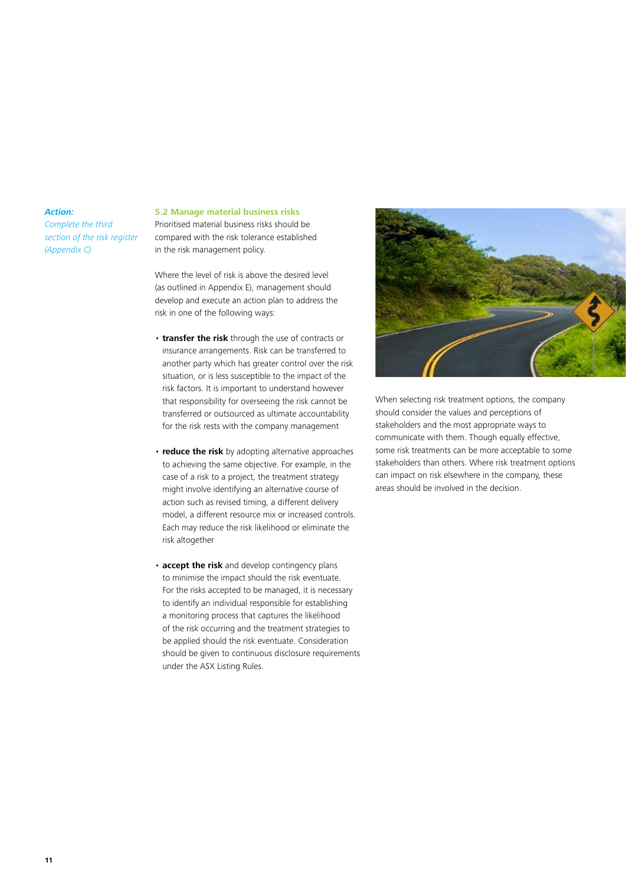***Action:***
*Complete the third section of the risk register (Appendix C)*

### 5.2 Manage material business risks

Prioritised material business risks should be compared with the risk tolerance established in the risk management policy.

Where the level of risk is above the desired level (as outlined in Appendix E), management should develop and execute an action plan to address the risk in one of the following ways:

- **transfer the risk** through the use of contracts or insurance arrangements. Risk can be transferred to another party which has greater control over the risk situation, or is less susceptible to the impact of the risk factors. It is important to understand however that responsibility for overseeing the risk cannot be transferred or outsourced as ultimate accountability for the risk rests with the company management
- **reduce the risk** by adopting alternative approaches to achieving the same objective. For example, in the case of a risk to a project, the treatment strategy might involve identifying an alternative course of action such as revised timing, a different delivery model, a different resource mix or increased controls. Each may reduce the risk likelihood or eliminate the risk altogether
- **accept the risk** and develop contingency plans to minimise the impact should the risk eventuate. For the risks accepted to be managed, it is necessary to identify an individual responsible for establishing a monitoring process that captures the likelihood of the risk occurring and the treatment strategies to be applied should the risk eventuate. Consideration should be given to continuous disclosure requirements under the ASX Listing Rules.

When selecting risk treatment options, the company should consider the values and perceptions of stakeholders and the most appropriate ways to communicate with them. Though equally effective, some risk treatments can be more acceptable to some stakeholders than others. Where risk treatment options can impact on risk elsewhere in the company, these areas should be involved in the decision.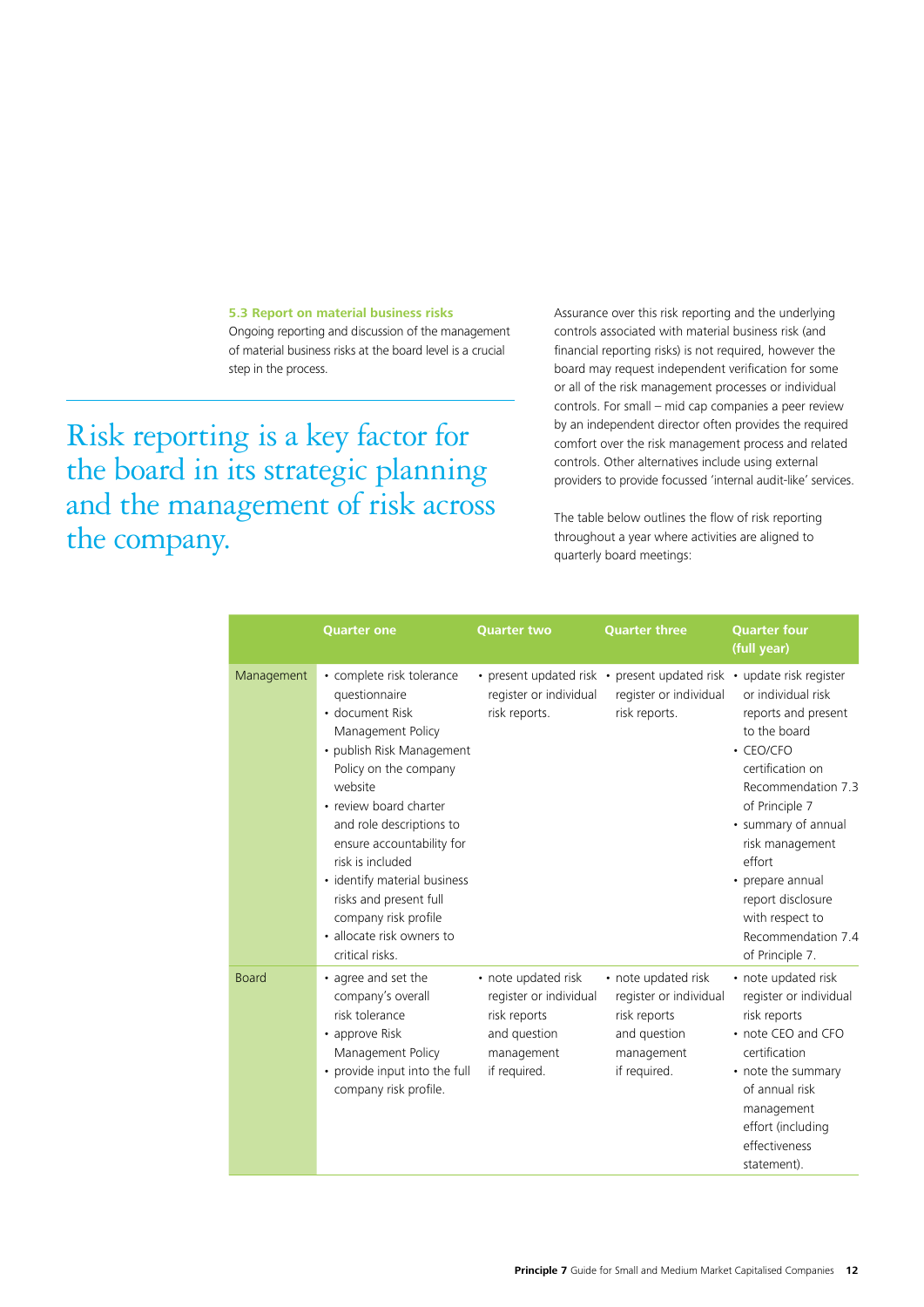### 5.3 Report on material business risks

Ongoing reporting and discussion of the management of material business risks at the board level is a crucial step in the process.

Risk reporting is a key factor for the board in its strategic planning and the management of risk across the company.

Assurance over this risk reporting and the underlying controls associated with material business risk (and financial reporting risks) is not required, however the board may request independent verification for some or all of the risk management processes or individual controls. For small – mid cap companies a peer review by an independent director often provides the required comfort over the risk management process and related controls. Other alternatives include using external providers to provide focussed 'internal audit-like' services.

The table below outlines the flow of risk reporting throughout a year where activities are aligned to quarterly board meetings:

| | Quarter one | Quarter two | Quarter three | Quarter four (full year) |
|---|---|---|---|---|
| Management | • complete risk tolerance questionnaire<br>• document Risk Management Policy<br>• publish Risk Management Policy on the company website<br>• review board charter and role descriptions to ensure accountability for risk is included<br>• identify material business risks and present full company risk profile<br>• allocate risk owners to critical risks. | • present updated risk register or individual risk reports. | • present updated risk register or individual risk reports. | • update risk register or individual risk reports and present to the board<br>• CEO/CFO certification on Recommendation 7.3 of Principle 7<br>• summary of annual risk management effort<br>• prepare annual report disclosure with respect to Recommendation 7.4 of Principle 7. |
| Board | • agree and set the company's overall risk tolerance<br>• approve Risk Management Policy<br>• provide input into the full company risk profile. | • note updated risk register or individual risk reports and question management if required. | • note updated risk register or individual risk reports and question management if required. | • note updated risk register or individual risk reports<br>• note CEO and CFO certification<br>• note the summary of annual risk management effort (including effectiveness statement). |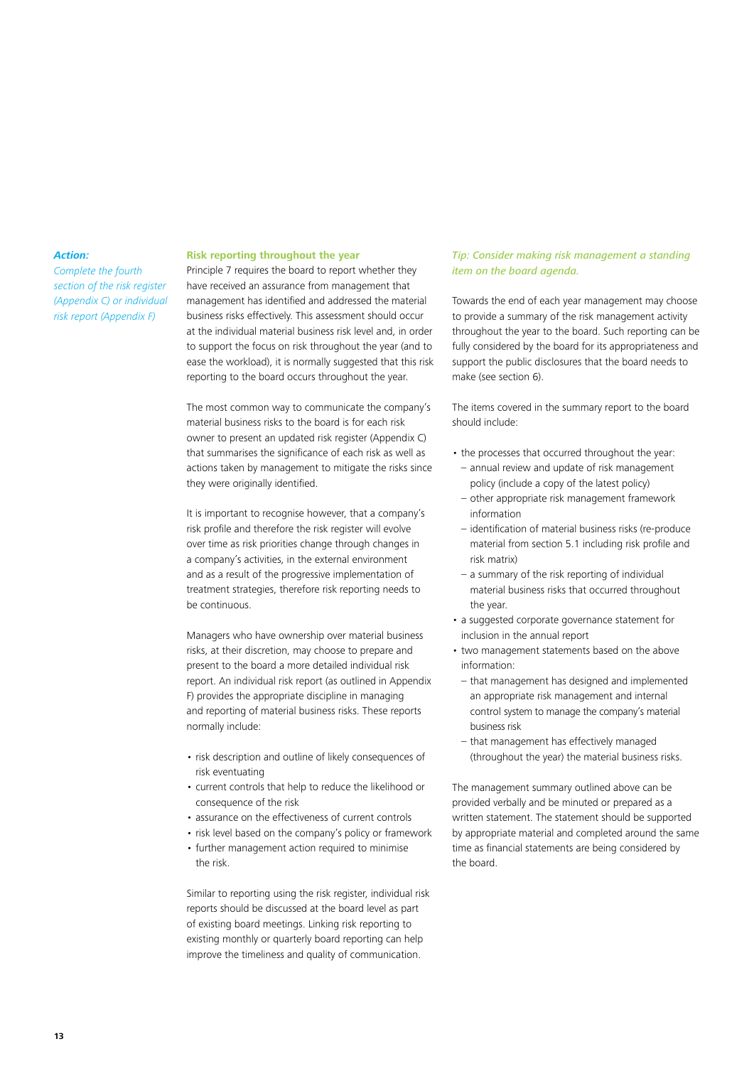***Action:***

*Complete the fourth section of the risk register (Appendix C) or individual risk report (Appendix F)*

### Risk reporting throughout the year

Principle 7 requires the board to report whether they have received an assurance from management that management has identified and addressed the material business risks effectively. This assessment should occur at the individual material business risk level and, in order to support the focus on risk throughout the year (and to ease the workload), it is normally suggested that this risk reporting to the board occurs throughout the year.

The most common way to communicate the company's material business risks to the board is for each risk owner to present an updated risk register (Appendix C) that summarises the significance of each risk as well as actions taken by management to mitigate the risks since they were originally identified.

It is important to recognise however, that a company's risk profile and therefore the risk register will evolve over time as risk priorities change through changes in a company's activities, in the external environment and as a result of the progressive implementation of treatment strategies, therefore risk reporting needs to be continuous.

Managers who have ownership over material business risks, at their discretion, may choose to prepare and present to the board a more detailed individual risk report. An individual risk report (as outlined in Appendix F) provides the appropriate discipline in managing and reporting of material business risks. These reports normally include:

- risk description and outline of likely consequences of risk eventuating
- current controls that help to reduce the likelihood or consequence of the risk
- assurance on the effectiveness of current controls
- risk level based on the company's policy or framework
- further management action required to minimise the risk.

Similar to reporting using the risk register, individual risk reports should be discussed at the board level as part of existing board meetings. Linking risk reporting to existing monthly or quarterly board reporting can help improve the timeliness and quality of communication.

*Tip: Consider making risk management a standing item on the board agenda.*

Towards the end of each year management may choose to provide a summary of the risk management activity throughout the year to the board. Such reporting can be fully considered by the board for its appropriateness and support the public disclosures that the board needs to make (see section 6).

The items covered in the summary report to the board should include:

- the processes that occurred throughout the year:
  - annual review and update of risk management policy (include a copy of the latest policy)
  - other appropriate risk management framework information
  - identification of material business risks (re-produce material from section 5.1 including risk profile and risk matrix)
  - a summary of the risk reporting of individual material business risks that occurred throughout the year.
- a suggested corporate governance statement for inclusion in the annual report
- two management statements based on the above information:
  - that management has designed and implemented an appropriate risk management and internal control system to manage the company's material business risk
  - that management has effectively managed (throughout the year) the material business risks.

The management summary outlined above can be provided verbally and be minuted or prepared as a written statement. The statement should be supported by appropriate material and completed around the same time as financial statements are being considered by the board.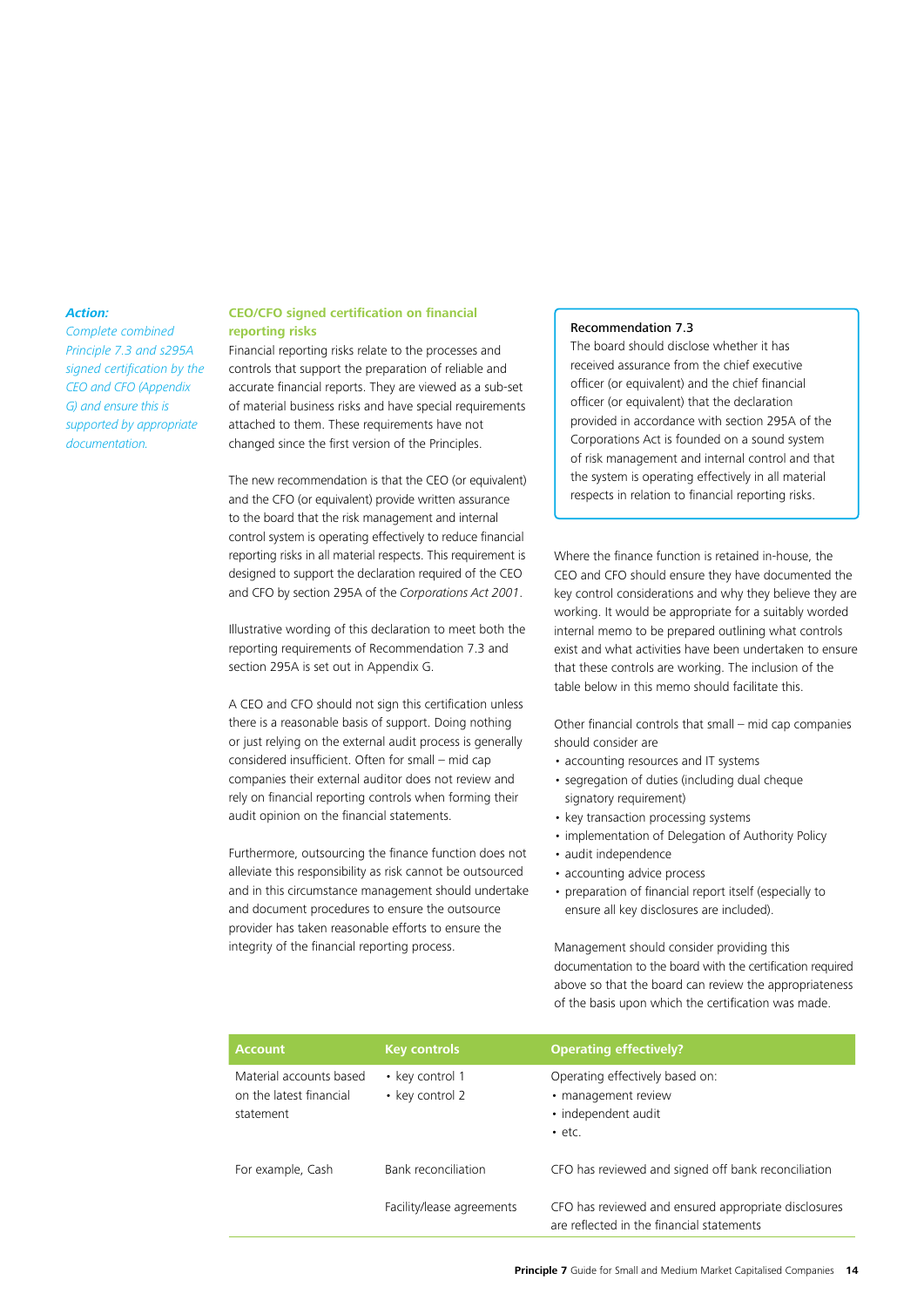*Action:*

*Complete combined Principle 7.3 and s295A signed certification by the CEO and CFO (Appendix G) and ensure this is supported by appropriate documentation.*

### CEO/CFO signed certification on financial reporting risks

Financial reporting risks relate to the processes and controls that support the preparation of reliable and accurate financial reports. They are viewed as a sub-set of material business risks and have special requirements attached to them. These requirements have not changed since the first version of the Principles.

The new recommendation is that the CEO (or equivalent) and the CFO (or equivalent) provide written assurance to the board that the risk management and internal control system is operating effectively to reduce financial reporting risks in all material respects. This requirement is designed to support the declaration required of the CEO and CFO by section 295A of the *Corporations Act 2001*.

Illustrative wording of this declaration to meet both the reporting requirements of Recommendation 7.3 and section 295A is set out in Appendix G.

A CEO and CFO should not sign this certification unless there is a reasonable basis of support. Doing nothing or just relying on the external audit process is generally considered insufficient. Often for small – mid cap companies their external auditor does not review and rely on financial reporting controls when forming their audit opinion on the financial statements.

Furthermore, outsourcing the finance function does not alleviate this responsibility as risk cannot be outsourced and in this circumstance management should undertake and document procedures to ensure the outsource provider has taken reasonable efforts to ensure the integrity of the financial reporting process.

> **Recommendation 7.3**
> The board should disclose whether it has received assurance from the chief executive officer (or equivalent) and the chief financial officer (or equivalent) that the declaration provided in accordance with section 295A of the Corporations Act is founded on a sound system of risk management and internal control and that the system is operating effectively in all material respects in relation to financial reporting risks.

Where the finance function is retained in-house, the CEO and CFO should ensure they have documented the key control considerations and why they believe they are working. It would be appropriate for a suitably worded internal memo to be prepared outlining what controls exist and what activities have been undertaken to ensure that these controls are working. The inclusion of the table below in this memo should facilitate this.

Other financial controls that small – mid cap companies should consider are

- accounting resources and IT systems
- segregation of duties (including dual cheque signatory requirement)
- key transaction processing systems
- implementation of Delegation of Authority Policy
- audit independence
- accounting advice process
- preparation of financial report itself (especially to ensure all key disclosures are included).

Management should consider providing this documentation to the board with the certification required above so that the board can review the appropriateness of the basis upon which the certification was made.

| Account | Key controls | Operating effectively? |
|---|---|---|
| Material accounts based on the latest financial statement | • key control 1<br>• key control 2 | Operating effectively based on:<br>• management review<br>• independent audit<br>• etc. |
| For example, Cash | Bank reconciliation | CFO has reviewed and signed off bank reconciliation |
| | Facility/lease agreements | CFO has reviewed and ensured appropriate disclosures are reflected in the financial statements |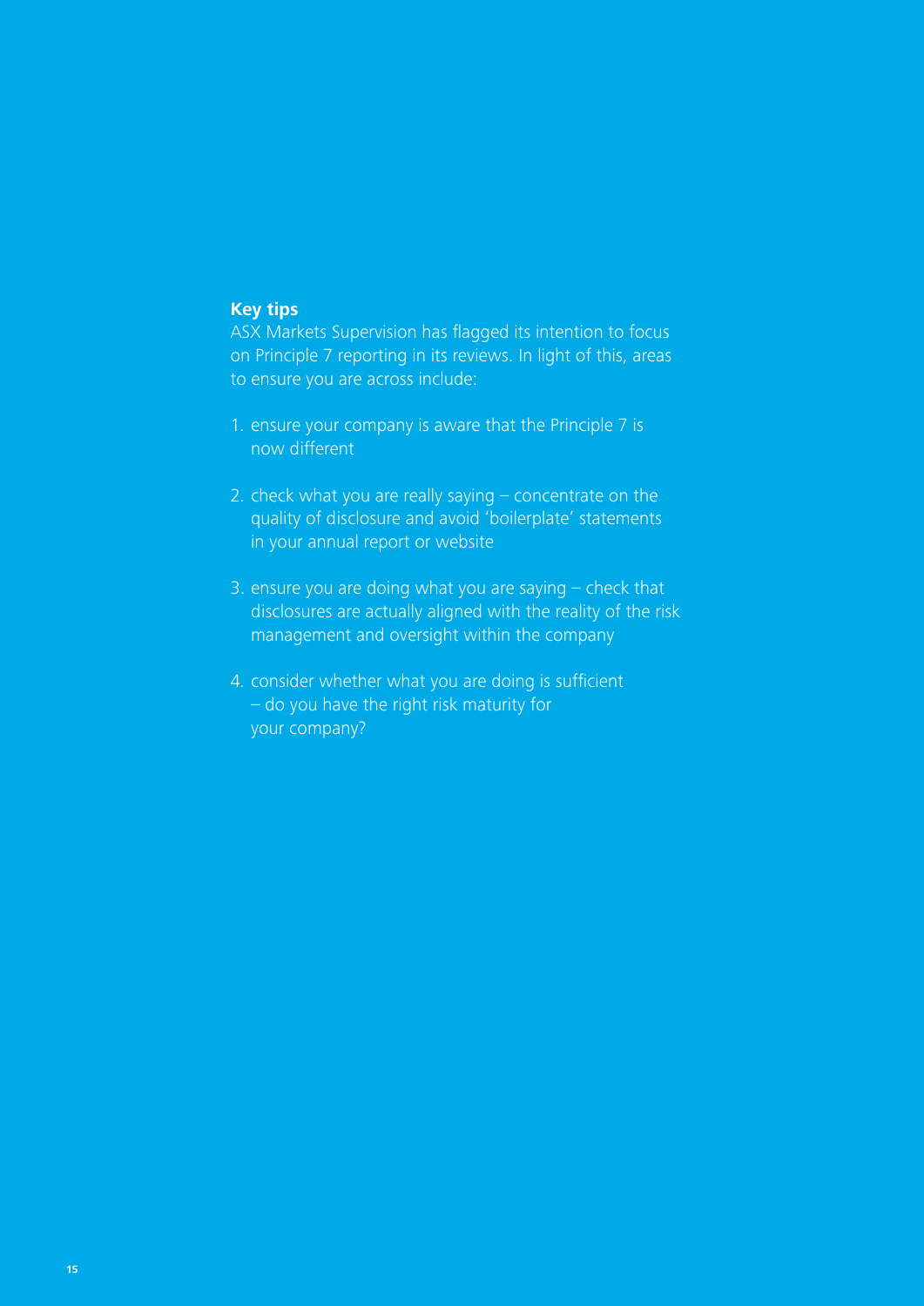**Key tips**

ASX Markets Supervision has flagged its intention to focus on Principle 7 reporting in its reviews. In light of this, areas to ensure you are across include:

1. ensure your company is aware that the Principle 7 is now different
2. check what you are really saying – concentrate on the quality of disclosure and avoid 'boilerplate' statements in your annual report or website
3. ensure you are doing what you are saying – check that disclosures are actually aligned with the reality of the risk management and oversight within the company
4. consider whether what you are doing is sufficient – do you have the right risk maturity for your company?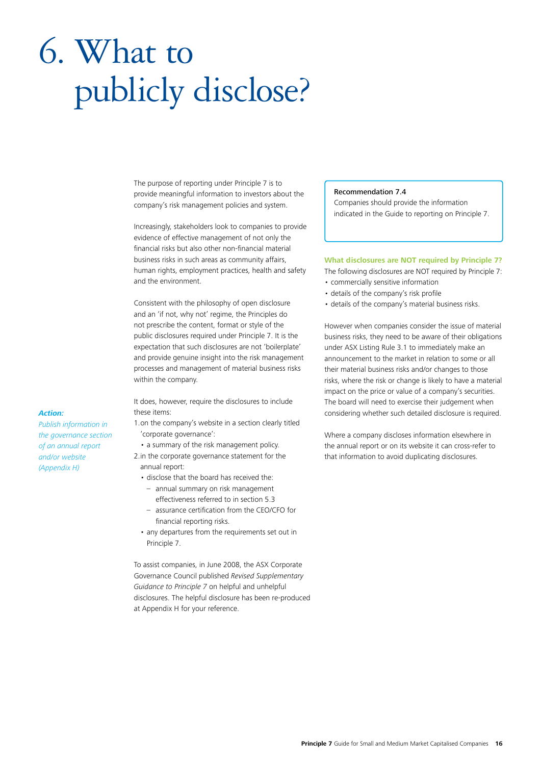# 6. What to publicly disclose?

The purpose of reporting under Principle 7 is to provide meaningful information to investors about the company's risk management policies and system.

Increasingly, stakeholders look to companies to provide evidence of effective management of not only the financial risks but also other non-financial material business risks in such areas as community affairs, human rights, employment practices, health and safety and the environment.

Consistent with the philosophy of open disclosure and an 'if not, why not' regime, the Principles do not prescribe the content, format or style of the public disclosures required under Principle 7. It is the expectation that such disclosures are not 'boilerplate' and provide genuine insight into the risk management processes and management of material business risks within the company.

***Action:***

*Publish information in the governance section of an annual report and/or website (Appendix H)*

It does, however, require the disclosures to include these items:

1. on the company's website in a section clearly titled 'corporate governance':
   - a summary of the risk management policy.
2. in the corporate governance statement for the annual report:
   - disclose that the board has received the:
     - annual summary on risk management effectiveness referred to in section 5.3
     - assurance certification from the CEO/CFO for financial reporting risks.
   - any departures from the requirements set out in Principle 7.

To assist companies, in June 2008, the ASX Corporate Governance Council published *Revised Supplementary Guidance to Principle 7* on helpful and unhelpful disclosures. The helpful disclosure has been re-produced at Appendix H for your reference.

> **Recommendation 7.4**
> Companies should provide the information indicated in the Guide to reporting on Principle 7.

**What disclosures are NOT required by Principle 7?**

The following disclosures are NOT required by Principle 7:

- commercially sensitive information
- details of the company's risk profile
- details of the company's material business risks.

However when companies consider the issue of material business risks, they need to be aware of their obligations under ASX Listing Rule 3.1 to immediately make an announcement to the market in relation to some or all their material business risks and/or changes to those risks, where the risk or change is likely to have a material impact on the price or value of a company's securities. The board will need to exercise their judgement when considering whether such detailed disclosure is required.

Where a company discloses information elsewhere in the annual report or on its website it can cross-refer to that information to avoid duplicating disclosures.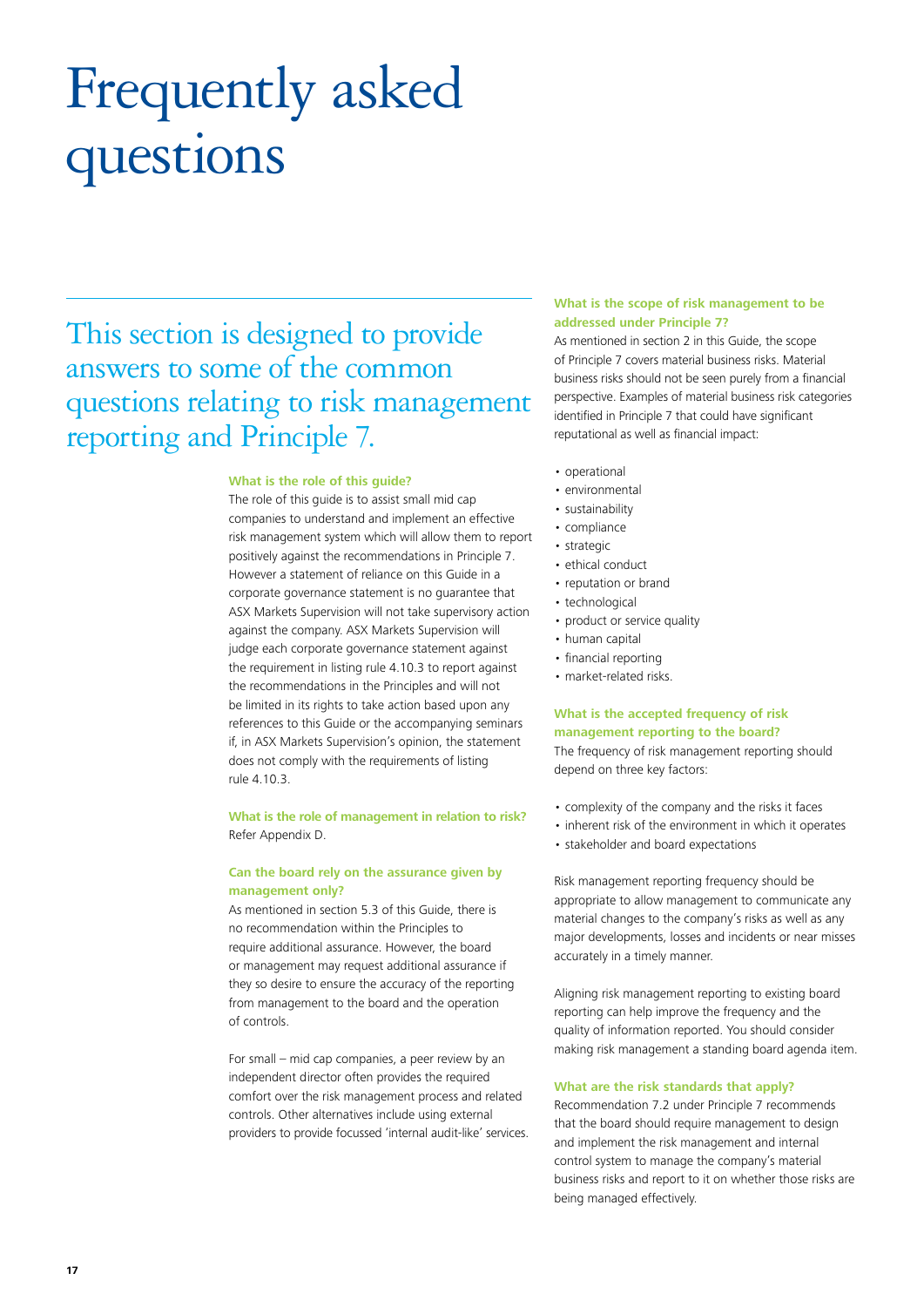# Frequently asked questions

## This section is designed to provide answers to some of the common questions relating to risk management reporting and Principle 7.

**What is the role of this guide?**

The role of this guide is to assist small mid cap companies to understand and implement an effective risk management system which will allow them to report positively against the recommendations in Principle 7. However a statement of reliance on this Guide in a corporate governance statement is no guarantee that ASX Markets Supervision will not take supervisory action against the company. ASX Markets Supervision will judge each corporate governance statement against the requirement in listing rule 4.10.3 to report against the recommendations in the Principles and will not be limited in its rights to take action based upon any references to this Guide or the accompanying seminars if, in ASX Markets Supervision's opinion, the statement does not comply with the requirements of listing rule 4.10.3.

**What is the role of management in relation to risk?**

Refer Appendix D.

**Can the board rely on the assurance given by management only?**

As mentioned in section 5.3 of this Guide, there is no recommendation within the Principles to require additional assurance. However, the board or management may request additional assurance if they so desire to ensure the accuracy of the reporting from management to the board and the operation of controls.

For small – mid cap companies, a peer review by an independent director often provides the required comfort over the risk management process and related controls. Other alternatives include using external providers to provide focussed 'internal audit-like' services.

**What is the scope of risk management to be addressed under Principle 7?**

As mentioned in section 2 in this Guide, the scope of Principle 7 covers material business risks. Material business risks should not be seen purely from a financial perspective. Examples of material business risk categories identified in Principle 7 that could have significant reputational as well as financial impact:

- operational
- environmental
- sustainability
- compliance
- strategic
- ethical conduct
- reputation or brand
- technological
- product or service quality
- human capital
- financial reporting
- market-related risks.

**What is the accepted frequency of risk management reporting to the board?**

The frequency of risk management reporting should depend on three key factors:

- complexity of the company and the risks it faces
- inherent risk of the environment in which it operates
- stakeholder and board expectations

Risk management reporting frequency should be appropriate to allow management to communicate any material changes to the company's risks as well as any major developments, losses and incidents or near misses accurately in a timely manner.

Aligning risk management reporting to existing board reporting can help improve the frequency and the quality of information reported. You should consider making risk management a standing board agenda item.

**What are the risk standards that apply?**

Recommendation 7.2 under Principle 7 recommends that the board should require management to design and implement the risk management and internal control system to manage the company's material business risks and report to it on whether those risks are being managed effectively.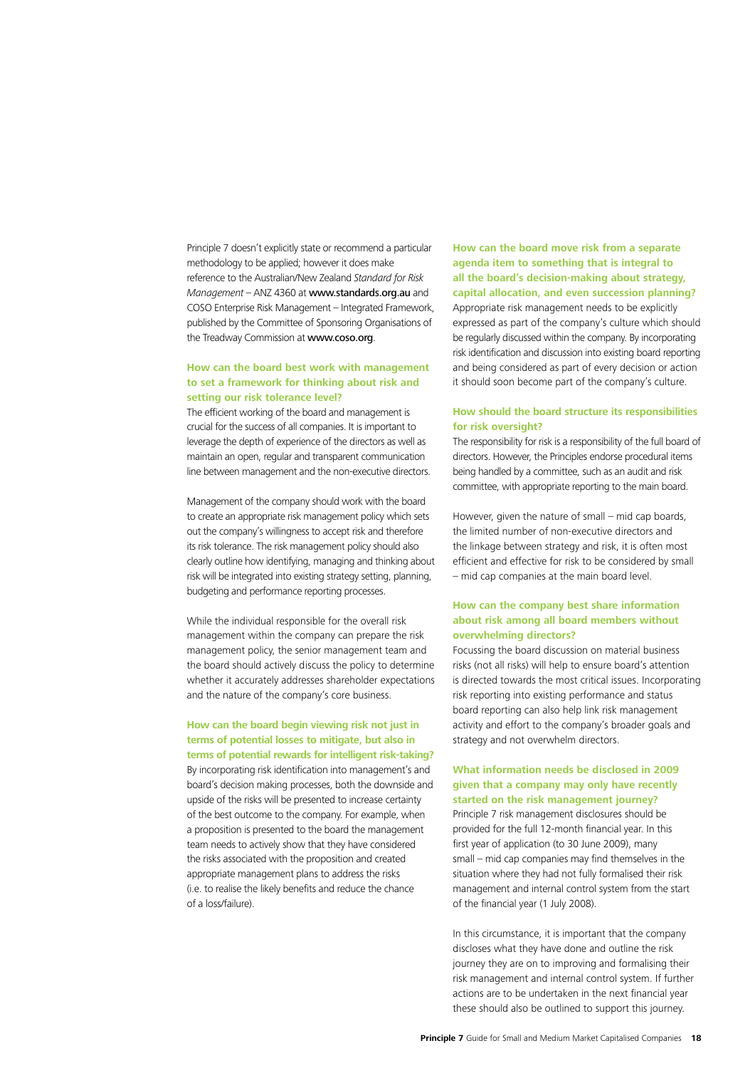Principle 7 doesn't explicitly state or recommend a particular methodology to be applied; however it does make reference to the Australian/New Zealand *Standard for Risk Management* – ANZ 4360 at **www.standards.org.au** and COSO Enterprise Risk Management – Integrated Framework, published by the Committee of Sponsoring Organisations of the Treadway Commission at **www.coso.org**.

### How can the board best work with management to set a framework for thinking about risk and setting our risk tolerance level?

The efficient working of the board and management is crucial for the success of all companies. It is important to leverage the depth of experience of the directors as well as maintain an open, regular and transparent communication line between management and the non-executive directors.

Management of the company should work with the board to create an appropriate risk management policy which sets out the company's willingness to accept risk and therefore its risk tolerance. The risk management policy should also clearly outline how identifying, managing and thinking about risk will be integrated into existing strategy setting, planning, budgeting and performance reporting processes.

While the individual responsible for the overall risk management within the company can prepare the risk management policy, the senior management team and the board should actively discuss the policy to determine whether it accurately addresses shareholder expectations and the nature of the company's core business.

### How can the board begin viewing risk not just in terms of potential losses to mitigate, but also in terms of potential rewards for intelligent risk-taking?

By incorporating risk identification into management's and board's decision making processes, both the downside and upside of the risks will be presented to increase certainty of the best outcome to the company. For example, when a proposition is presented to the board the management team needs to actively show that they have considered the risks associated with the proposition and created appropriate management plans to address the risks (i.e. to realise the likely benefits and reduce the chance of a loss/failure).

### How can the board move risk from a separate agenda item to something that is integral to all the board's decision-making about strategy, capital allocation, and even succession planning?

Appropriate risk management needs to be explicitly expressed as part of the company's culture which should be regularly discussed within the company. By incorporating risk identification and discussion into existing board reporting and being considered as part of every decision or action it should soon become part of the company's culture.

### How should the board structure its responsibilities for risk oversight?

The responsibility for risk is a responsibility of the full board of directors. However, the Principles endorse procedural items being handled by a committee, such as an audit and risk committee, with appropriate reporting to the main board.

However, given the nature of small – mid cap boards, the limited number of non-executive directors and the linkage between strategy and risk, it is often most efficient and effective for risk to be considered by small – mid cap companies at the main board level.

### How can the company best share information about risk among all board members without overwhelming directors?

Focussing the board discussion on material business risks (not all risks) will help to ensure board's attention is directed towards the most critical issues. Incorporating risk reporting into existing performance and status board reporting can also help link risk management activity and effort to the company's broader goals and strategy and not overwhelm directors.

### What information needs be disclosed in 2009 given that a company may only have recently started on the risk management journey?

Principle 7 risk management disclosures should be provided for the full 12-month financial year. In this first year of application (to 30 June 2009), many small – mid cap companies may find themselves in the situation where they had not fully formalised their risk management and internal control system from the start of the financial year (1 July 2008).

In this circumstance, it is important that the company discloses what they have done and outline the risk journey they are on to improving and formalising their risk management and internal control system. If further actions are to be undertaken in the next financial year these should also be outlined to support this journey.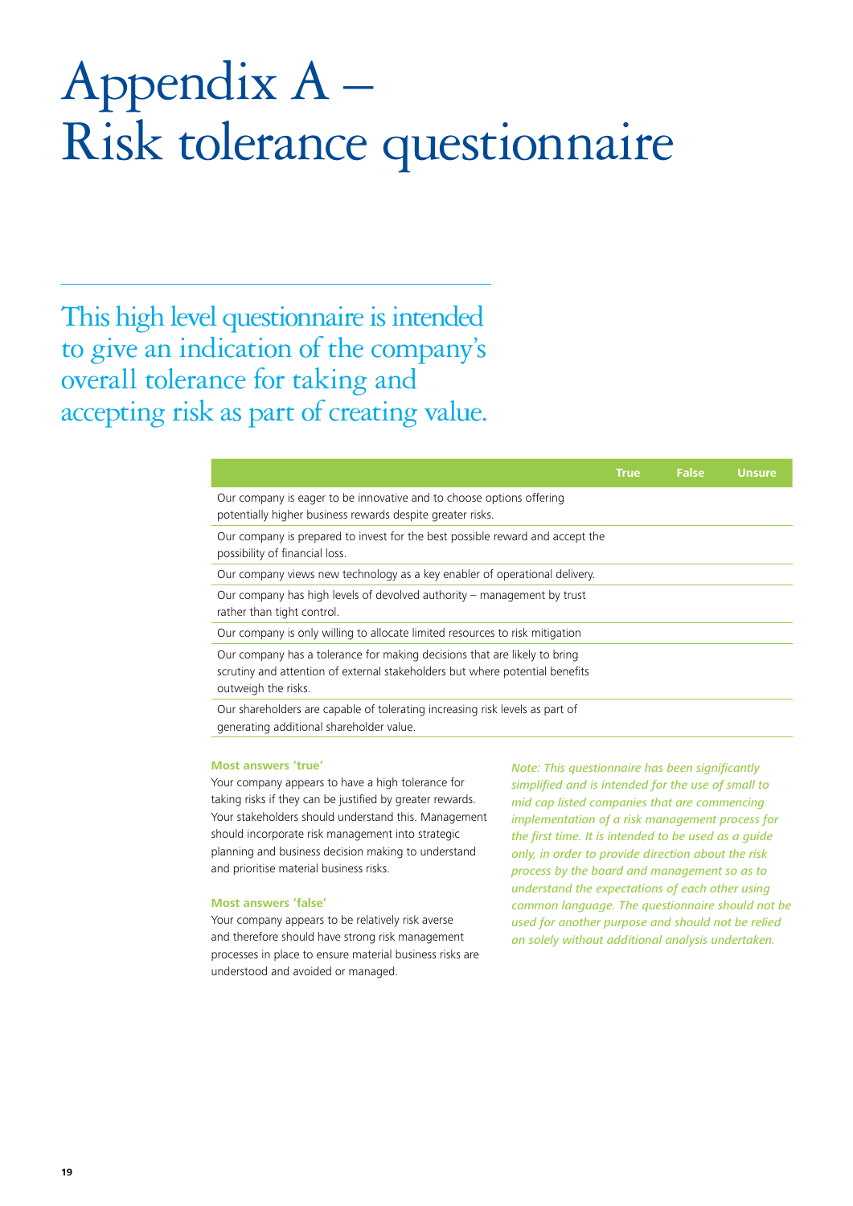# Appendix A – Risk tolerance questionnaire

This high level questionnaire is intended to give an indication of the company's overall tolerance for taking and accepting risk as part of creating value.

| | True | False | Unsure |
|---|---|---|---|
| Our company is eager to be innovative and to choose options offering potentially higher business rewards despite greater risks. | | | |
| Our company is prepared to invest for the best possible reward and accept the possibility of financial loss. | | | |
| Our company views new technology as a key enabler of operational delivery. | | | |
| Our company has high levels of devolved authority – management by trust rather than tight control. | | | |
| Our company is only willing to allocate limited resources to risk mitigation | | | |
| Our company has a tolerance for making decisions that are likely to bring scrutiny and attention of external stakeholders but where potential benefits outweigh the risks. | | | |
| Our shareholders are capable of tolerating increasing risk levels as part of generating additional shareholder value. | | | |

**Most answers 'true'**

Your company appears to have a high tolerance for taking risks if they can be justified by greater rewards. Your stakeholders should understand this. Management should incorporate risk management into strategic planning and business decision making to understand and prioritise material business risks.

**Most answers 'false'**

Your company appears to be relatively risk averse and therefore should have strong risk management processes in place to ensure material business risks are understood and avoided or managed.

*Note: This questionnaire has been significantly simplified and is intended for the use of small to mid cap listed companies that are commencing implementation of a risk management process for the first time. It is intended to be used as a guide only, in order to provide direction about the risk process by the board and management so as to understand the expectations of each other using common language. The questionnaire should not be used for another purpose and should not be relied on solely without additional analysis undertaken.*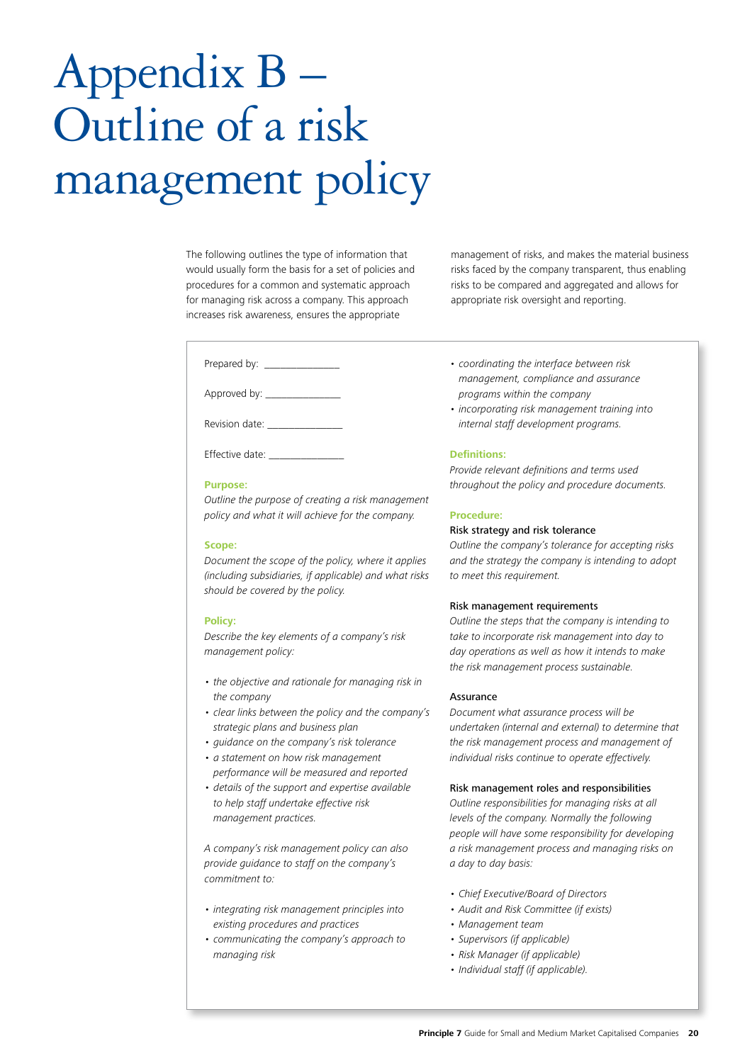# Appendix B – Outline of a risk management policy

The following outlines the type of information that would usually form the basis for a set of policies and procedures for a common and systematic approach for managing risk across a company. This approach increases risk awareness, ensures the appropriate management of risks, and makes the material business risks faced by the company transparent, thus enabling risks to be compared and aggregated and allows for appropriate risk oversight and reporting.

Prepared by: _______________

Approved by: _______________

Revision date: _______________

Effective date: _______________

**Purpose:**

*Outline the purpose of creating a risk management policy and what it will achieve for the company.*

**Scope:**

*Document the scope of the policy, where it applies (including subsidiaries, if applicable) and what risks should be covered by the policy.*

**Policy:**

*Describe the key elements of a company's risk management policy:*

- *the objective and rationale for managing risk in the company*
- *clear links between the policy and the company's strategic plans and business plan*
- *guidance on the company's risk tolerance*
- *a statement on how risk management performance will be measured and reported*
- *details of the support and expertise available to help staff undertake effective risk management practices.*

*A company's risk management policy can also provide guidance to staff on the company's commitment to:*

- *integrating risk management principles into existing procedures and practices*
- *communicating the company's approach to managing risk*
- *coordinating the interface between risk management, compliance and assurance programs within the company*
- *incorporating risk management training into internal staff development programs.*

**Definitions:**

*Provide relevant definitions and terms used throughout the policy and procedure documents.*

**Procedure:**

Risk strategy and risk tolerance

*Outline the company's tolerance for accepting risks and the strategy the company is intending to adopt to meet this requirement.*

Risk management requirements

*Outline the steps that the company is intending to take to incorporate risk management into day to day operations as well as how it intends to make the risk management process sustainable.*

Assurance

*Document what assurance process will be undertaken (internal and external) to determine that the risk management process and management of individual risks continue to operate effectively.*

Risk management roles and responsibilities

*Outline responsibilities for managing risks at all levels of the company. Normally the following people will have some responsibility for developing a risk management process and managing risks on a day to day basis:*

- *Chief Executive/Board of Directors*
- *Audit and Risk Committee (if exists)*
- *Management team*
- *Supervisors (if applicable)*
- *Risk Manager (if applicable)*
- *Individual staff (if applicable).*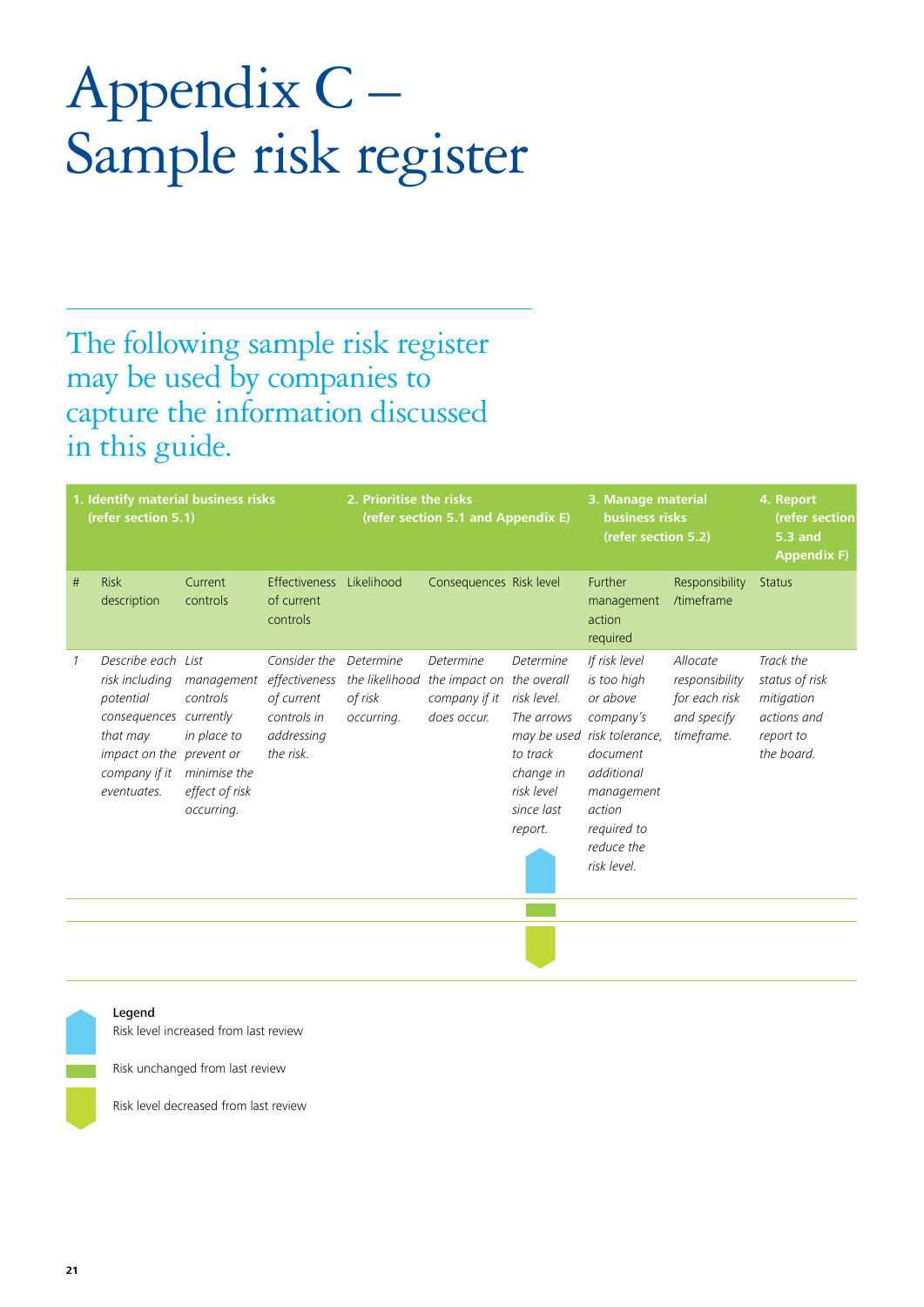# Appendix C – Sample risk register

## The following sample risk register may be used by companies to capture the information discussed in this guide.

| 1. Identify material business risks (refer section 5.1) | | | | 2. Prioritise the risks (refer section 5.1 and Appendix E) | | | 3. Manage material business risks (refer section 5.2) | | 4. Report (refer section 5.3 and Appendix F) |
|---|---|---|---|---|---|---|---|---|---|
| # | Risk description | Current controls | Effectiveness of current controls | Likelihood | Consequences | Risk level | Further management action required | Responsibility /timeframe | Status |
| *1* | *Describe each risk including potential consequences that may impact on the company if it eventuates.* | *List management controls currently in place to prevent or minimise the effect of risk occurring.* | *Consider the effectiveness of current controls in addressing the risk.* | *Determine the likelihood of risk occurring.* | *Determine the impact on the company if it does occur.* | *Determine the overall risk level. The arrows may be used to track change in risk level since last report.* | *If risk level is too high or above company's risk tolerance, document additional management action required to reduce the risk level.* | *Allocate responsibility for each risk and specify timeframe.* | *Track the status of risk mitigation actions and report to the board.* |
| | | | | | | | | | |
| | | | | | | | | | |

**Legend**

Risk level increased from last review

Risk unchanged from last review

Risk level decreased from last review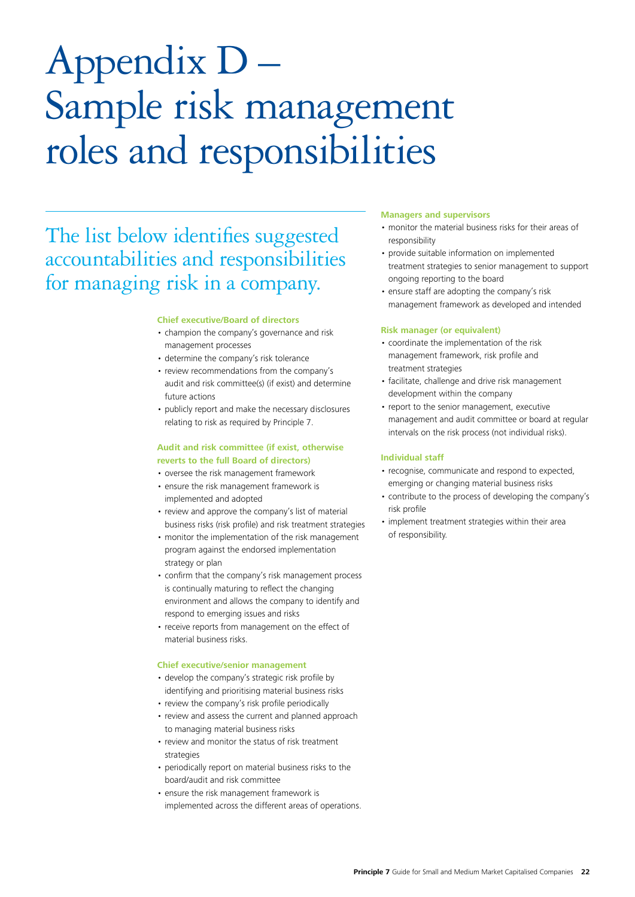# Appendix D – Sample risk management roles and responsibilities

## The list below identifies suggested accountabilities and responsibilities for managing risk in a company.

**Chief executive/Board of directors**

- champion the company's governance and risk management processes
- determine the company's risk tolerance
- review recommendations from the company's audit and risk committee(s) (if exist) and determine future actions
- publicly report and make the necessary disclosures relating to risk as required by Principle 7.

**Audit and risk committee (if exist, otherwise reverts to the full Board of directors)**

- oversee the risk management framework
- ensure the risk management framework is implemented and adopted
- review and approve the company's list of material business risks (risk profile) and risk treatment strategies
- monitor the implementation of the risk management program against the endorsed implementation strategy or plan
- confirm that the company's risk management process is continually maturing to reflect the changing environment and allows the company to identify and respond to emerging issues and risks
- receive reports from management on the effect of material business risks.

**Chief executive/senior management**

- develop the company's strategic risk profile by identifying and prioritising material business risks
- review the company's risk profile periodically
- review and assess the current and planned approach to managing material business risks
- review and monitor the status of risk treatment strategies
- periodically report on material business risks to the board/audit and risk committee
- ensure the risk management framework is implemented across the different areas of operations.

**Managers and supervisors**

- monitor the material business risks for their areas of responsibility
- provide suitable information on implemented treatment strategies to senior management to support ongoing reporting to the board
- ensure staff are adopting the company's risk management framework as developed and intended

**Risk manager (or equivalent)**

- coordinate the implementation of the risk management framework, risk profile and treatment strategies
- facilitate, challenge and drive risk management development within the company
- report to the senior management, executive management and audit committee or board at regular intervals on the risk process (not individual risks).

**Individual staff**

- recognise, communicate and respond to expected, emerging or changing material business risks
- contribute to the process of developing the company's risk profile
- implement treatment strategies within their area of responsibility.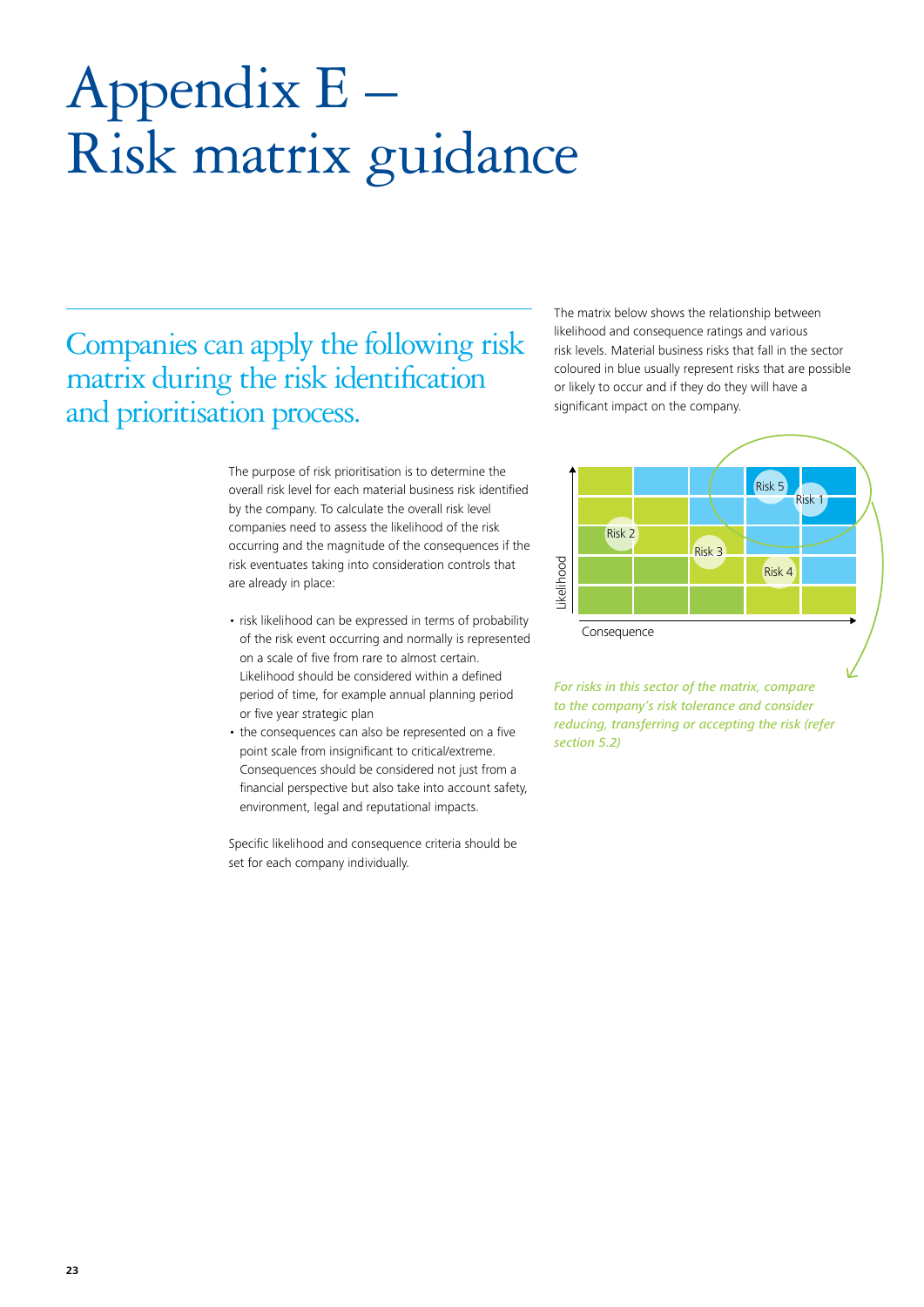# Appendix E – Risk matrix guidance

## Companies can apply the following risk matrix during the risk identification and prioritisation process.

The purpose of risk prioritisation is to determine the overall risk level for each material business risk identified by the company. To calculate the overall risk level companies need to assess the likelihood of the risk occurring and the magnitude of the consequences if the risk eventuates taking into consideration controls that are already in place:

- risk likelihood can be expressed in terms of probability of the risk event occurring and normally is represented on a scale of five from rare to almost certain. Likelihood should be considered within a defined period of time, for example annual planning period or five year strategic plan
- the consequences can also be represented on a five point scale from insignificant to critical/extreme. Consequences should be considered not just from a financial perspective but also take into account safety, environment, legal and reputational impacts.

Specific likelihood and consequence criteria should be set for each company individually.

The matrix below shows the relationship between likelihood and consequence ratings and various risk levels. Material business risks that fall in the sector coloured in blue usually represent risks that are possible or likely to occur and if they do they will have a significant impact on the company.

Likelihood

Risk 5 Risk 1 Risk 2 Risk 3 Risk 4

Consequence

*For risks in this sector of the matrix, compare to the company's risk tolerance and consider reducing, transferring or accepting the risk (refer section 5.2)*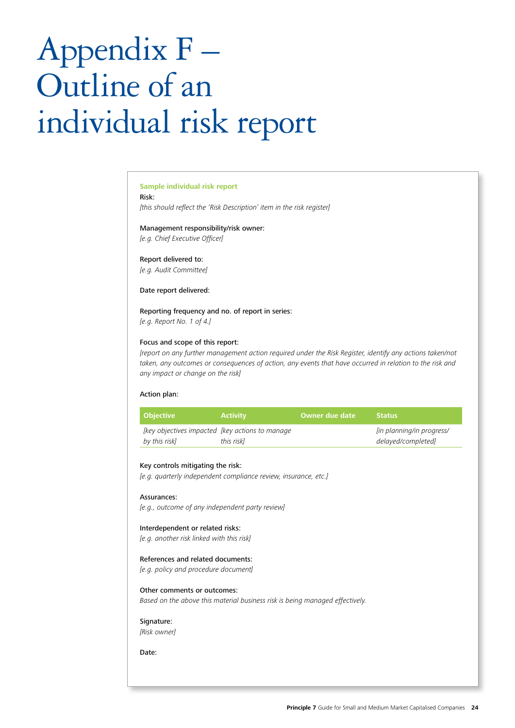# Appendix F – Outline of an individual risk report

**Sample individual risk report**

Risk:
*[this should reflect the 'Risk Description' item in the risk register]*

Management responsibility/risk owner:
*[e.g. Chief Executive Officer]*

Report delivered to:
*[e.g. Audit Committee]*

Date report delivered:

Reporting frequency and no. of report in series:
*[e.g. Report No. 1 of 4.]*

Focus and scope of this report:
*[report on any further management action required under the Risk Register, identify any actions taken/not taken, any outcomes or consequences of action, any events that have occurred in relation to the risk and any impact or change on the risk]*

Action plan:

| Objective | Activity | Owner due date | Status |
|---|---|---|---|
| *[key objectives impacted by this risk]* | *[key actions to manage this risk]* | | *[in planning/in progress/ delayed/completed]* |

Key controls mitigating the risk:
*[e.g. quarterly independent compliance review, insurance, etc.]*

Assurances:
*[e.g., outcome of any independent party review]*

Interdependent or related risks:
*[e.g. another risk linked with this risk]*

References and related documents:
*[e.g. policy and procedure document]*

Other comments or outcomes:
*Based on the above this material business risk is being managed effectively.*

Signature:
*[Risk owner]*

Date: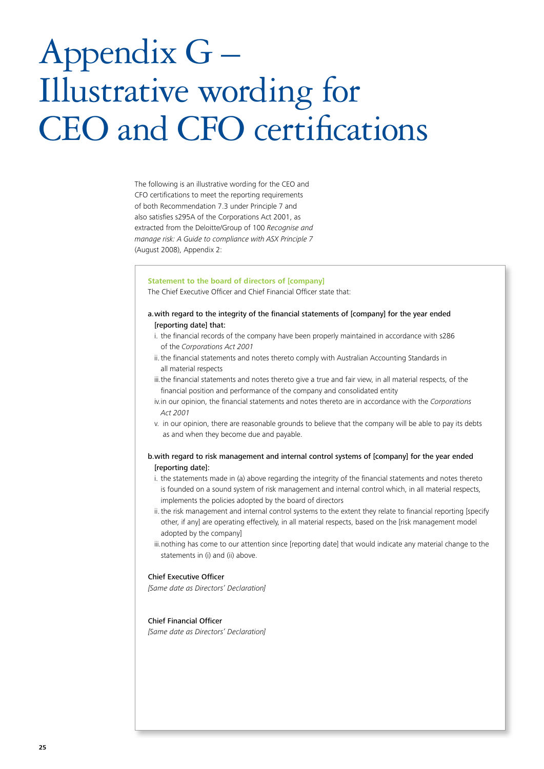# Appendix G – Illustrative wording for CEO and CFO certifications

The following is an illustrative wording for the CEO and CFO certifications to meet the reporting requirements of both Recommendation 7.3 under Principle 7 and also satisfies s295A of the Corporations Act 2001, as extracted from the Deloitte/Group of 100 *Recognise and manage risk: A Guide to compliance with ASX Principle 7* (August 2008), Appendix 2:

**Statement to the board of directors of [company]**

The Chief Executive Officer and Chief Financial Officer state that:

a. with regard to the integrity of the financial statements of [company] for the year ended [reporting date] that:
   i. the financial records of the company have been properly maintained in accordance with s286 of the *Corporations Act 2001*
   ii. the financial statements and notes thereto comply with Australian Accounting Standards in all material respects
   iii. the financial statements and notes thereto give a true and fair view, in all material respects, of the financial position and performance of the company and consolidated entity
   iv. in our opinion, the financial statements and notes thereto are in accordance with the *Corporations Act 2001*
   v. in our opinion, there are reasonable grounds to believe that the company will be able to pay its debts as and when they become due and payable.

b. with regard to risk management and internal control systems of [company] for the year ended [reporting date]:
   i. the statements made in (a) above regarding the integrity of the financial statements and notes thereto is founded on a sound system of risk management and internal control which, in all material respects, implements the policies adopted by the board of directors
   ii. the risk management and internal control systems to the extent they relate to financial reporting [specify other, if any] are operating effectively, in all material respects, based on the [risk management model adopted by the company]
   iii. nothing has come to our attention since [reporting date] that would indicate any material change to the statements in (i) and (ii) above.

Chief Executive Officer
*[Same date as Directors' Declaration]*

Chief Financial Officer
*[Same date as Directors' Declaration]*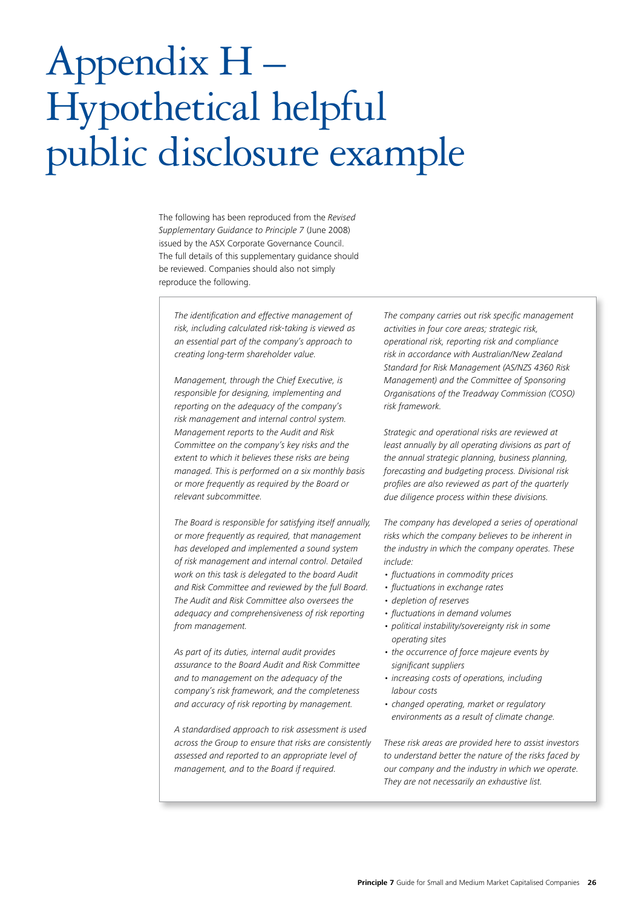# Appendix H – Hypothetical helpful public disclosure example

The following has been reproduced from the *Revised Supplementary Guidance to Principle 7* (June 2008) issued by the ASX Corporate Governance Council. The full details of this supplementary guidance should be reviewed. Companies should also not simply reproduce the following.

*The identification and effective management of risk, including calculated risk-taking is viewed as an essential part of the company's approach to creating long-term shareholder value.*

*Management, through the Chief Executive, is responsible for designing, implementing and reporting on the adequacy of the company's risk management and internal control system. Management reports to the Audit and Risk Committee on the company's key risks and the extent to which it believes these risks are being managed. This is performed on a six monthly basis or more frequently as required by the Board or relevant subcommittee.*

*The Board is responsible for satisfying itself annually, or more frequently as required, that management has developed and implemented a sound system of risk management and internal control. Detailed work on this task is delegated to the board Audit and Risk Committee and reviewed by the full Board. The Audit and Risk Committee also oversees the adequacy and comprehensiveness of risk reporting from management.*

*As part of its duties, internal audit provides assurance to the Board Audit and Risk Committee and to management on the adequacy of the company's risk framework, and the completeness and accuracy of risk reporting by management.*

*A standardised approach to risk assessment is used across the Group to ensure that risks are consistently assessed and reported to an appropriate level of management, and to the Board if required.*

*The company carries out risk specific management activities in four core areas; strategic risk, operational risk, reporting risk and compliance risk in accordance with Australian/New Zealand Standard for Risk Management (AS/NZS 4360 Risk Management) and the Committee of Sponsoring Organisations of the Treadway Commission (COSO) risk framework.*

*Strategic and operational risks are reviewed at least annually by all operating divisions as part of the annual strategic planning, business planning, forecasting and budgeting process. Divisional risk profiles are also reviewed as part of the quarterly due diligence process within these divisions.*

*The company has developed a series of operational risks which the company believes to be inherent in the industry in which the company operates. These include:*

- *fluctuations in commodity prices*
- *fluctuations in exchange rates*
- *depletion of reserves*
- *fluctuations in demand volumes*
- *political instability/sovereignty risk in some operating sites*
- *the occurrence of force majeure events by significant suppliers*
- *increasing costs of operations, including labour costs*
- *changed operating, market or regulatory environments as a result of climate change.*

*These risk areas are provided here to assist investors to understand better the nature of the risks faced by our company and the industry in which we operate. They are not necessarily an exhaustive list.*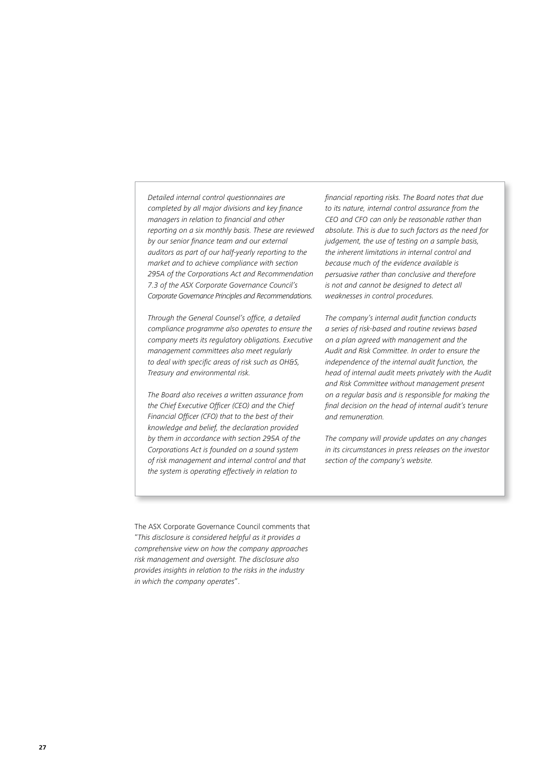*Detailed internal control questionnaires are completed by all major divisions and key finance managers in relation to financial and other reporting on a six monthly basis. These are reviewed by our senior finance team and our external auditors as part of our half-yearly reporting to the market and to achieve compliance with section 295A of the Corporations Act and Recommendation 7.3 of the ASX Corporate Governance Council's Corporate Governance Principles and Recommendations.*

*Through the General Counsel's office, a detailed compliance programme also operates to ensure the company meets its regulatory obligations. Executive management committees also meet regularly to deal with specific areas of risk such as OH&S, Treasury and environmental risk.*

*The Board also receives a written assurance from the Chief Executive Officer (CEO) and the Chief Financial Officer (CFO) that to the best of their knowledge and belief, the declaration provided by them in accordance with section 295A of the Corporations Act is founded on a sound system of risk management and internal control and that the system is operating effectively in relation to financial reporting risks. The Board notes that due to its nature, internal control assurance from the CEO and CFO can only be reasonable rather than absolute. This is due to such factors as the need for judgement, the use of testing on a sample basis, the inherent limitations in internal control and because much of the evidence available is persuasive rather than conclusive and therefore is not and cannot be designed to detect all weaknesses in control procedures.*

*The company's internal audit function conducts a series of risk-based and routine reviews based on a plan agreed with management and the Audit and Risk Committee. In order to ensure the independence of the internal audit function, the head of internal audit meets privately with the Audit and Risk Committee without management present on a regular basis and is responsible for making the final decision on the head of internal audit's tenure and remuneration.*

*The company will provide updates on any changes in its circumstances in press releases on the investor section of the company's website.*

The ASX Corporate Governance Council comments that "*This disclosure is considered helpful as it provides a comprehensive view on how the company approaches risk management and oversight. The disclosure also provides insights in relation to the risks in the industry in which the company operates*".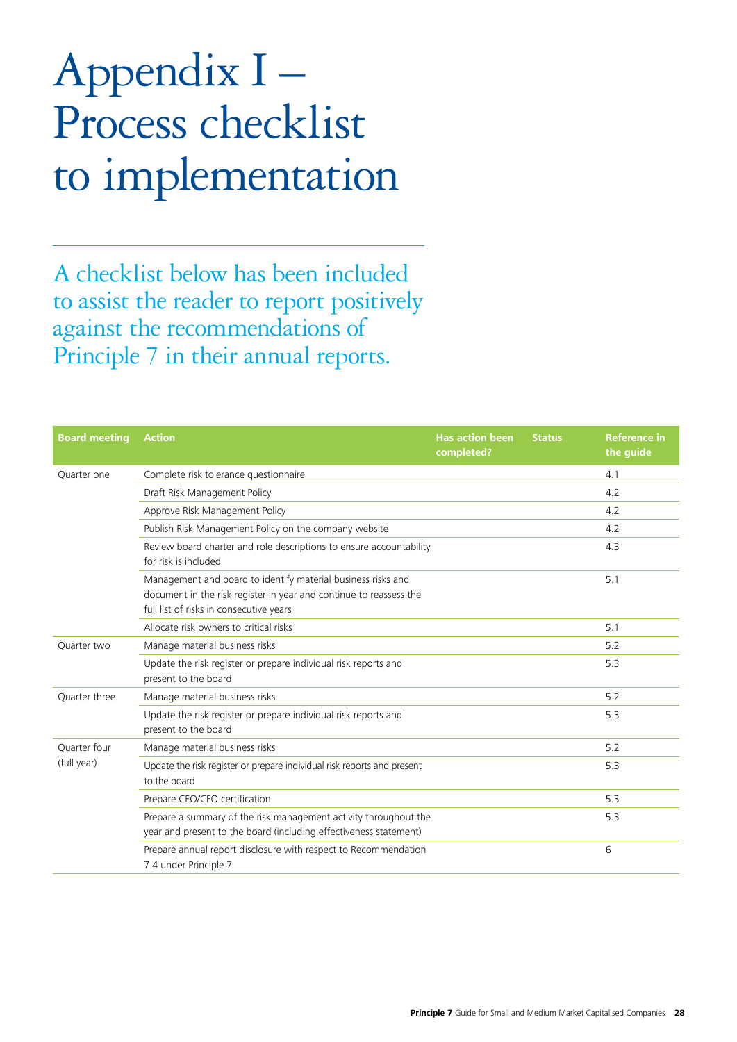# Appendix I – Process checklist to implementation

A checklist below has been included to assist the reader to report positively against the recommendations of Principle 7 in their annual reports.

| Board meeting | Action | Has action been completed? | Status | Reference in the guide |
|---|---|---|---|---|
| Quarter one | Complete risk tolerance questionnaire | | | 4.1 |
| | Draft Risk Management Policy | | | 4.2 |
| | Approve Risk Management Policy | | | 4.2 |
| | Publish Risk Management Policy on the company website | | | 4.2 |
| | Review board charter and role descriptions to ensure accountability for risk is included | | | 4.3 |
| | Management and board to identify material business risks and document in the risk register in year and continue to reassess the full list of risks in consecutive years | | | 5.1 |
| | Allocate risk owners to critical risks | | | 5.1 |
| Quarter two | Manage material business risks | | | 5.2 |
| | Update the risk register or prepare individual risk reports and present to the board | | | 5.3 |
| Quarter three | Manage material business risks | | | 5.2 |
| | Update the risk register or prepare individual risk reports and present to the board | | | 5.3 |
| Quarter four (full year) | Manage material business risks | | | 5.2 |
| | Update the risk register or prepare individual risk reports and present to the board | | | 5.3 |
| | Prepare CEO/CFO certification | | | 5.3 |
| | Prepare a summary of the risk management activity throughout the year and present to the board (including effectiveness statement) | | | 5.3 |
| | Prepare annual report disclosure with respect to Recommendation 7.4 under Principle 7 | | | 6 |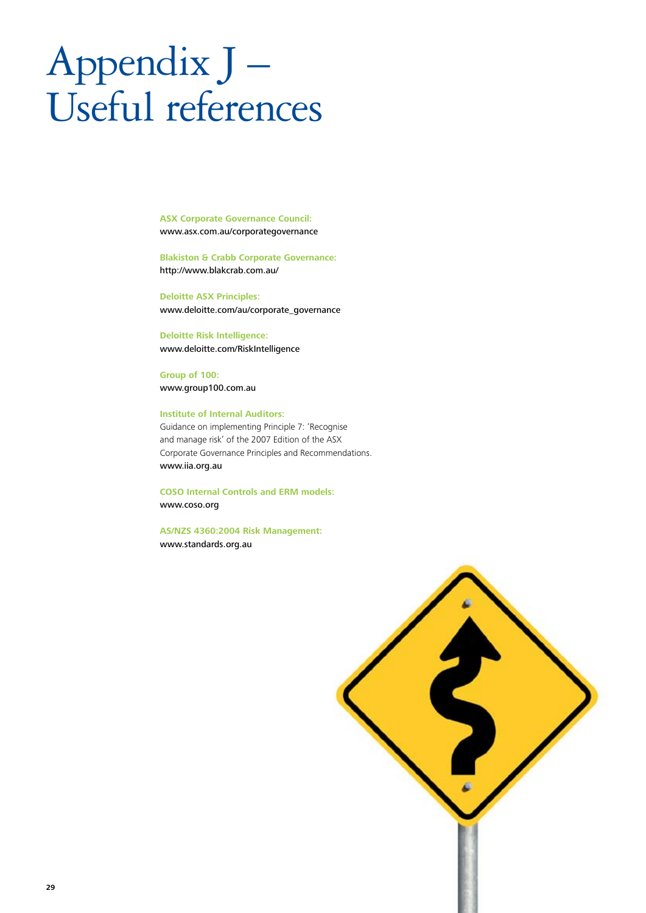# Appendix J – Useful references

**ASX Corporate Governance Council:**
www.asx.com.au/corporategovernance

**Blakiston & Crabb Corporate Governance:**
http://www.blakcrab.com.au/

**Deloitte ASX Principles:**
www.deloitte.com/au/corporate_governance

**Deloitte Risk Intelligence:**
www.deloitte.com/RiskIntelligence

**Group of 100:**
www.group100.com.au

**Institute of Internal Auditors:**
Guidance on implementing Principle 7: 'Recognise and manage risk' of the 2007 Edition of the ASX Corporate Governance Principles and Recommendations.
www.iia.org.au

**COSO Internal Controls and ERM models:**
www.coso.org

**AS/NZS 4360:2004 Risk Management:**
www.standards.org.au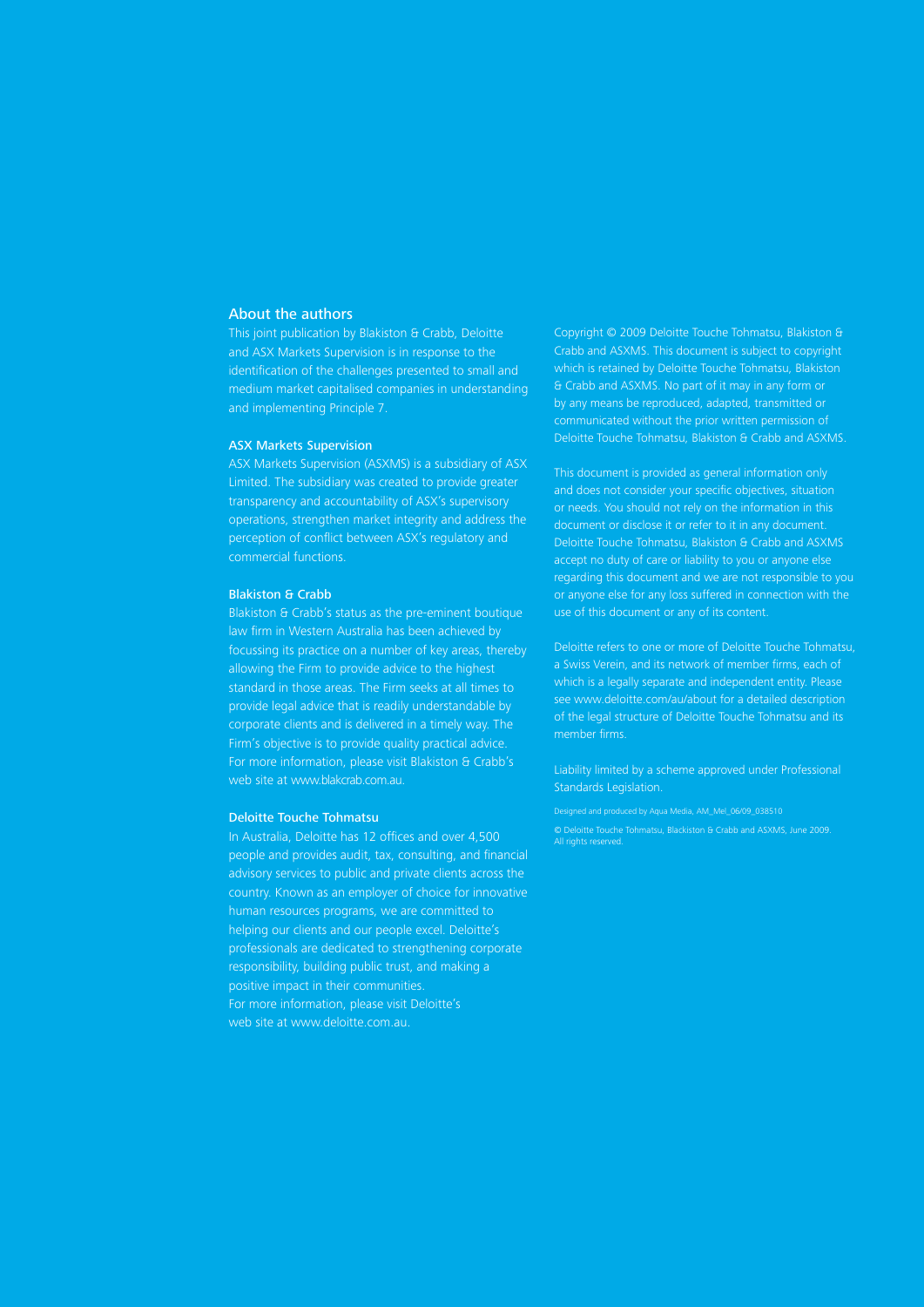## About the authors

This joint publication by Blakiston & Crabb, Deloitte and ASX Markets Supervision is in response to the identification of the challenges presented to small and medium market capitalised companies in understanding and implementing Principle 7.

### ASX Markets Supervision

ASX Markets Supervision (ASXMS) is a subsidiary of ASX Limited. The subsidiary was created to provide greater transparency and accountability of ASX's supervisory operations, strengthen market integrity and address the perception of conflict between ASX's regulatory and commercial functions.

### Blakiston & Crabb

Blakiston & Crabb's status as the pre-eminent boutique law firm in Western Australia has been achieved by focussing its practice on a number of key areas, thereby allowing the Firm to provide advice to the highest standard in those areas. The Firm seeks at all times to provide legal advice that is readily understandable by corporate clients and is delivered in a timely way. The Firm's objective is to provide quality practical advice. For more information, please visit Blakiston & Crabb's web site at www.blakcrab.com.au.

### Deloitte Touche Tohmatsu

In Australia, Deloitte has 12 offices and over 4,500 people and provides audit, tax, consulting, and financial advisory services to public and private clients across the country. Known as an employer of choice for innovative human resources programs, we are committed to helping our clients and our people excel. Deloitte's professionals are dedicated to strengthening corporate responsibility, building public trust, and making a positive impact in their communities. For more information, please visit Deloitte's web site at www.deloitte.com.au.

Copyright © 2009 Deloitte Touche Tohmatsu, Blakiston & Crabb and ASXMS. This document is subject to copyright which is retained by Deloitte Touche Tohmatsu, Blakiston & Crabb and ASXMS. No part of it may in any form or by any means be reproduced, adapted, transmitted or communicated without the prior written permission of Deloitte Touche Tohmatsu, Blakiston & Crabb and ASXMS.

This document is provided as general information only and does not consider your specific objectives, situation or needs. You should not rely on the information in this document or disclose it or refer to it in any document. Deloitte Touche Tohmatsu, Blakiston & Crabb and ASXMS accept no duty of care or liability to you or anyone else regarding this document and we are not responsible to you or anyone else for any loss suffered in connection with the use of this document or any of its content.

Deloitte refers to one or more of Deloitte Touche Tohmatsu, a Swiss Verein, and its network of member firms, each of which is a legally separate and independent entity. Please see www.deloitte.com/au/about for a detailed description of the legal structure of Deloitte Touche Tohmatsu and its member firms.

Liability limited by a scheme approved under Professional Standards Legislation.

Designed and produced by Aqua Media, AM_Mel_06/09_038510

© Deloitte Touche Tohmatsu, Blackiston & Crabb and ASXMS, June 2009. All rights reserved.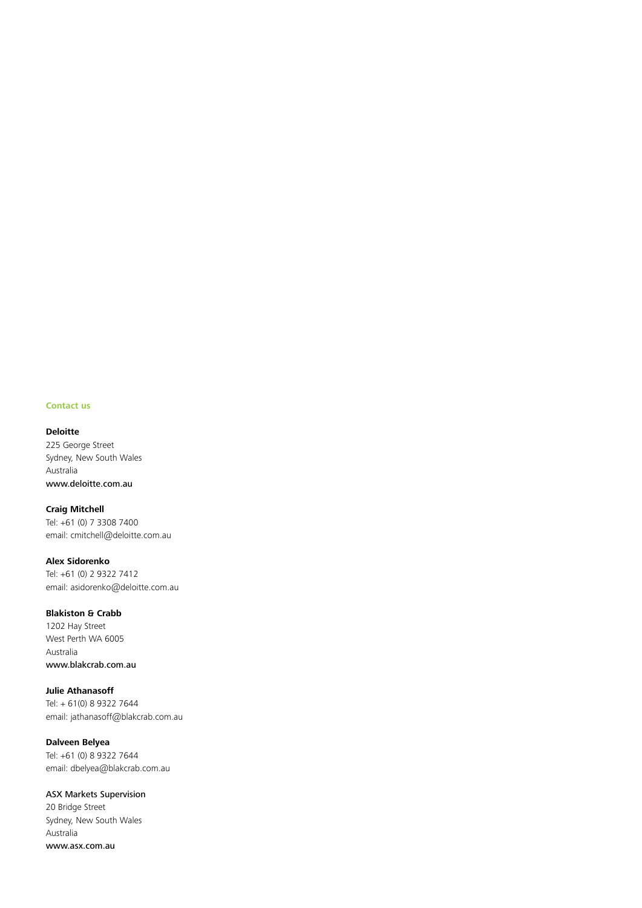**Contact us**

**Deloitte**
225 George Street
Sydney, New South Wales
Australia
www.deloitte.com.au

**Craig Mitchell**
Tel: +61 (0) 7 3308 7400
email: cmitchell@deloitte.com.au

**Alex Sidorenko**
Tel: +61 (0) 2 9322 7412
email: asidorenko@deloitte.com.au

**Blakiston & Crabb**
1202 Hay Street
West Perth WA 6005
Australia
www.blakcrab.com.au

**Julie Athanasoff**
Tel: + 61(0) 8 9322 7644
email: jathanasoff@blakcrab.com.au

**Dalveen Belyea**
Tel: +61 (0) 8 9322 7644
email: dbelyea@blakcrab.com.au

ASX Markets Supervision
20 Bridge Street
Sydney, New South Wales
Australia
www.asx.com.au